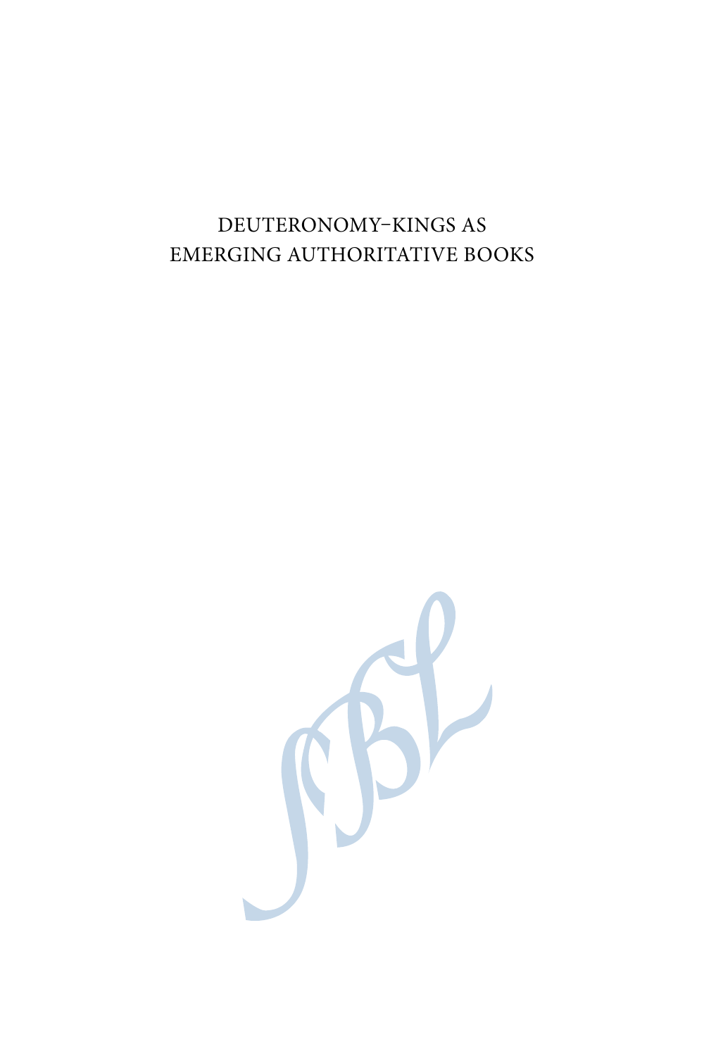# DEUTERONOMY–KINGS AS EMERGING AUTHORITATIVE BOOKS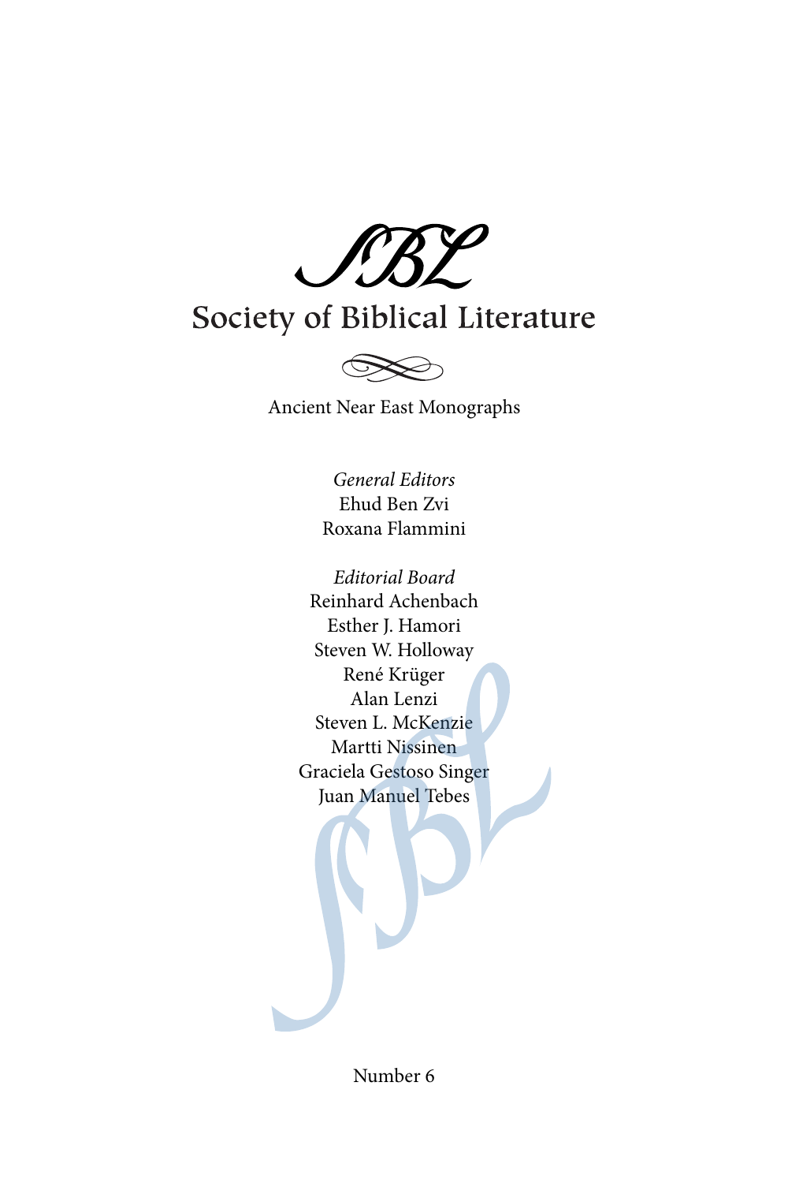SBL

# Society of Biblical Literature

Ancient Near East Monographs

*General Editors*
Ehud Ben Zvi
Roxana Flammini

*Editorial Board*
Reinhard Achenbach
Esther J. Hamori
Steven W. Holloway
René Krüger
Alan Lenzi
Steven L. McKenzie
Martti Nissinen
Graciela Gestoso Singer
Juan Manuel Tebes

Number 6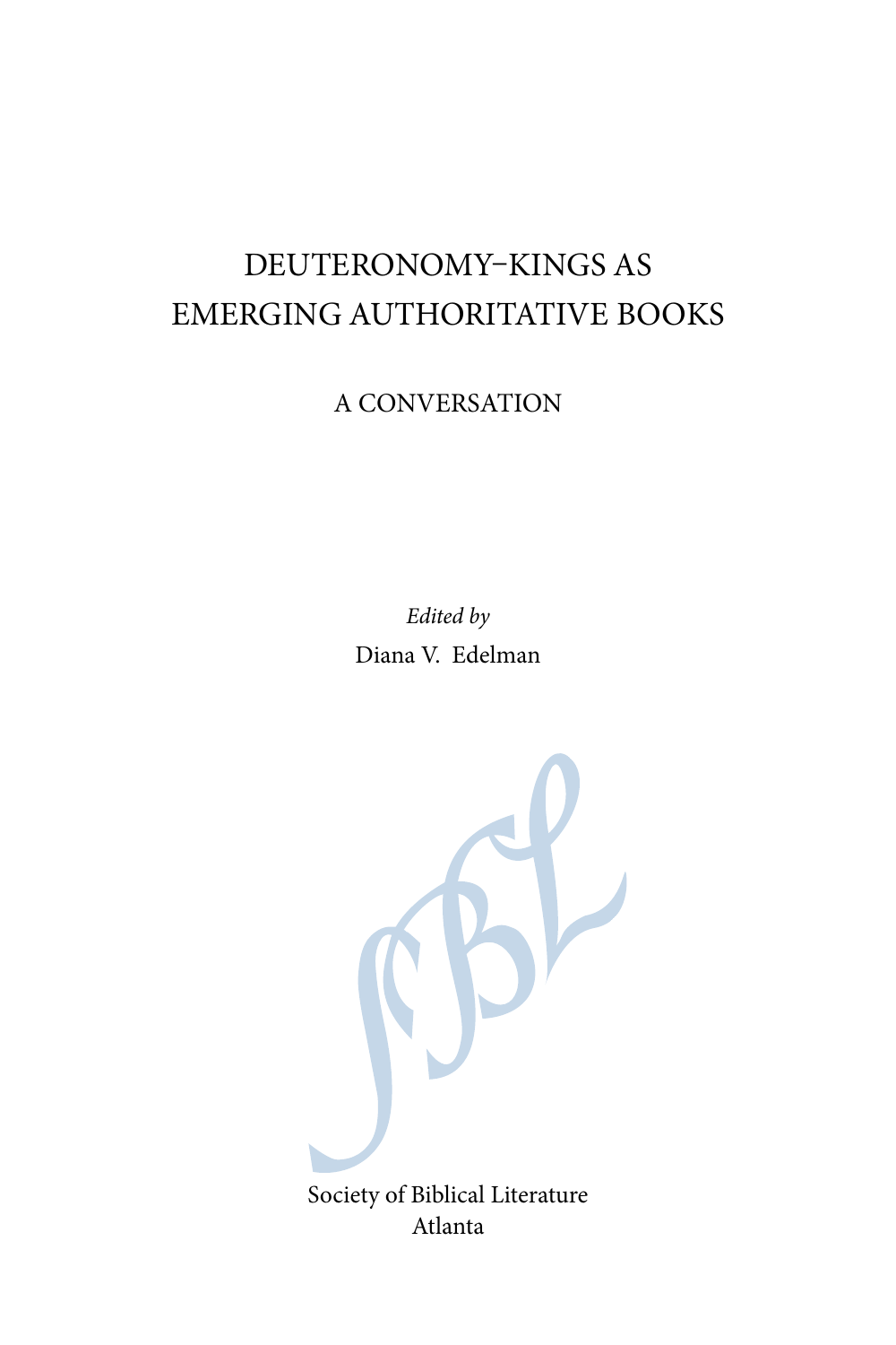# DEUTERONOMY–KINGS AS EMERGING AUTHORITATIVE BOOKS

## A CONVERSATION

*Edited by*

Diana V. Edelman

Society of Biblical Literature
Atlanta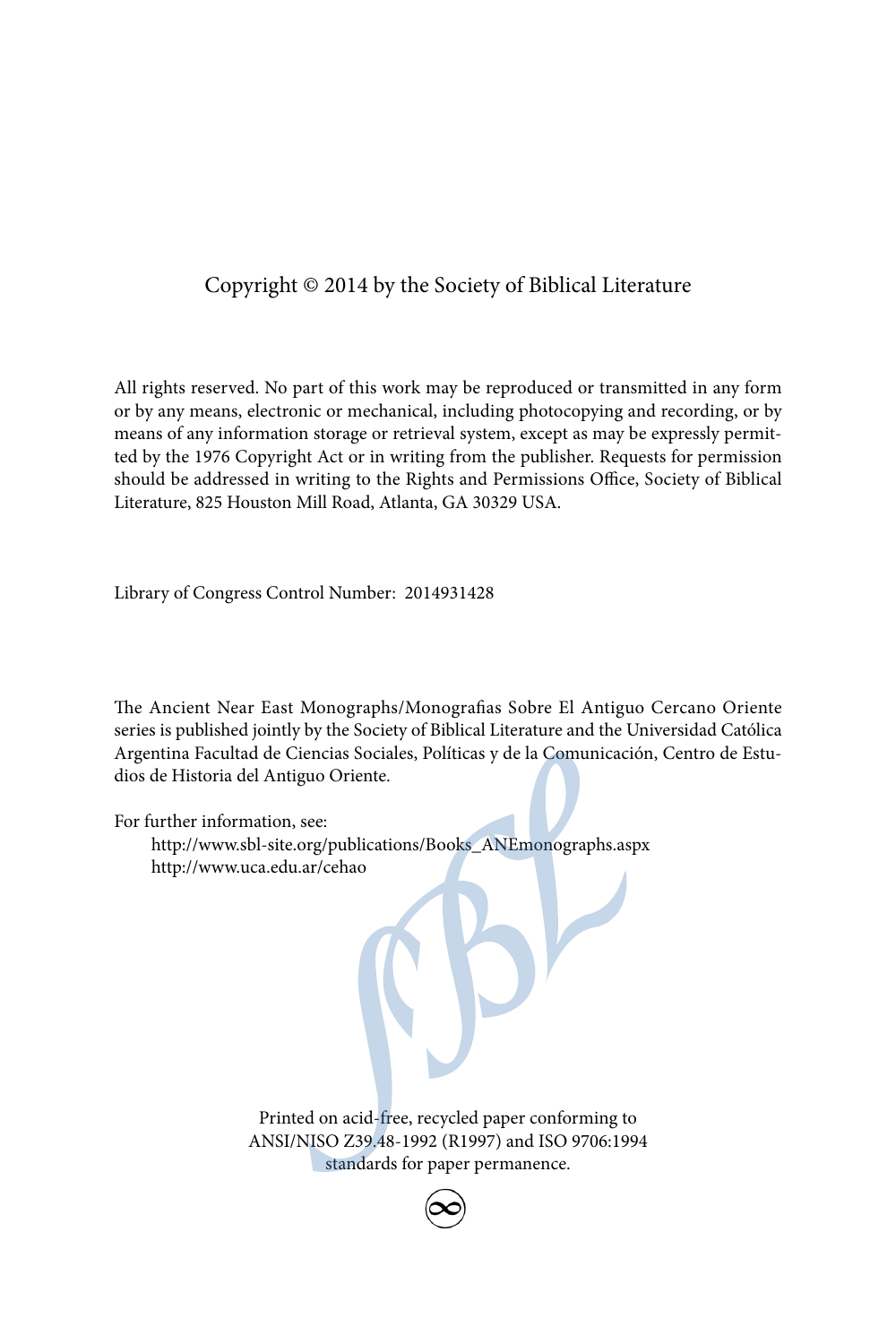Copyright © 2014 by the Society of Biblical Literature

All rights reserved. No part of this work may be reproduced or transmitted in any form or by any means, electronic or mechanical, including photocopying and recording, or by means of any information storage or retrieval system, except as may be expressly permitted by the 1976 Copyright Act or in writing from the publisher. Requests for permission should be addressed in writing to the Rights and Permissions Office, Society of Biblical Literature, 825 Houston Mill Road, Atlanta, GA 30329 USA.

Library of Congress Control Number: 2014931428

The Ancient Near East Monographs/Monografias Sobre El Antiguo Cercano Oriente series is published jointly by the Society of Biblical Literature and the Universidad Católica Argentina Facultad de Ciencias Sociales, Políticas y de la Comunicación, Centro de Estudios de Historia del Antiguo Oriente.

For further information, see:

http://www.sbl-site.org/publications/Books_ANEmonographs.aspx
http://www.uca.edu.ar/cehao

Printed on acid-free, recycled paper conforming to ANSI/NISO Z39.48-1992 (R1997) and ISO 9706:1994 standards for paper permanence.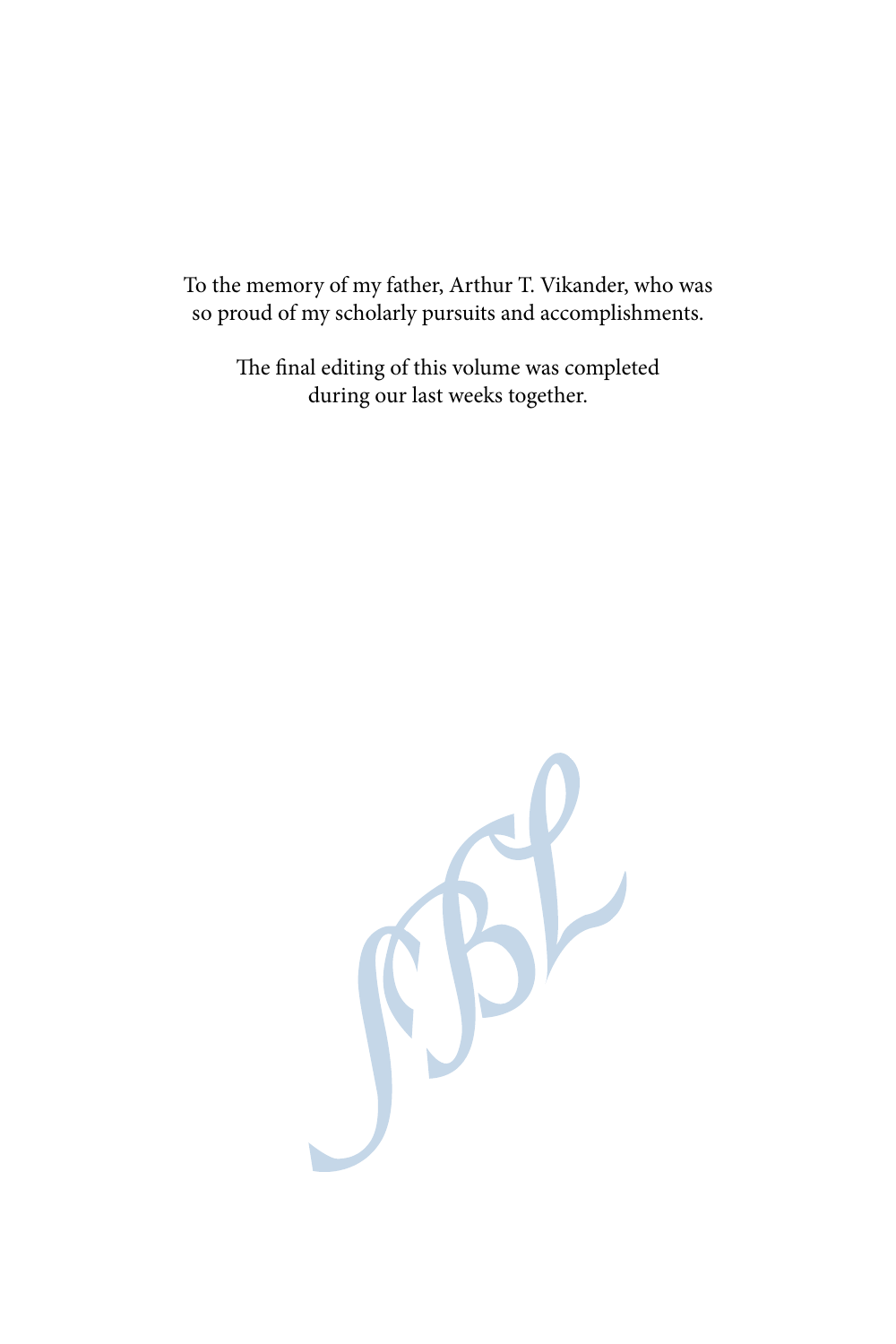To the memory of my father, Arthur T. Vikander, who was so proud of my scholarly pursuits and accomplishments.

The final editing of this volume was completed during our last weeks together.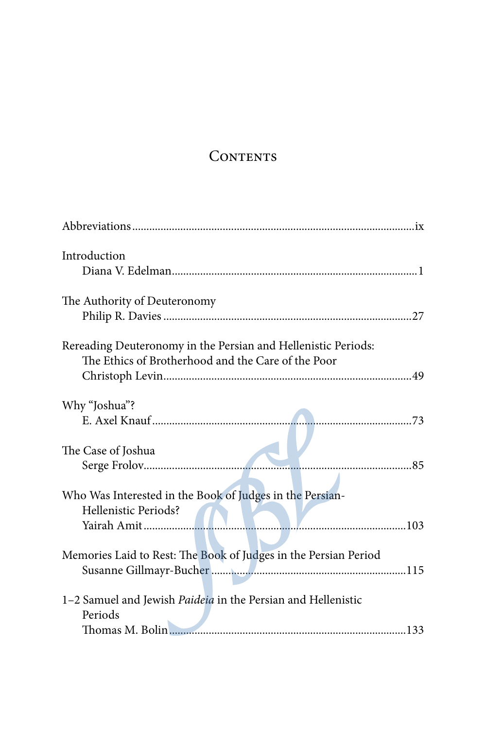# Contents

Abbreviations .................................................................................................ix

Introduction
Diana V. Edelman.....................................................................................1

The Authority of Deuteronomy
Philip R. Davies .......................................................................................27

Rereading Deuteronomy in the Persian and Hellenistic Periods:
The Ethics of Brotherhood and the Care of the Poor
Christoph Levin.......................................................................................49

Why "Joshua"?
E. Axel Knauf ..........................................................................................73

The Case of Joshua
Serge Frolov.............................................................................................85

Who Was Interested in the Book of Judges in the Persian-
Hellenistic Periods?
Yairah Amit ...........................................................................................103

Memories Laid to Rest: The Book of Judges in the Persian Period
Susanne Gillmayr-Bucher ....................................................................115

1–2 Samuel and Jewish *Paideia* in the Persian and Hellenistic
Periods
Thomas M. Bolin ..................................................................................133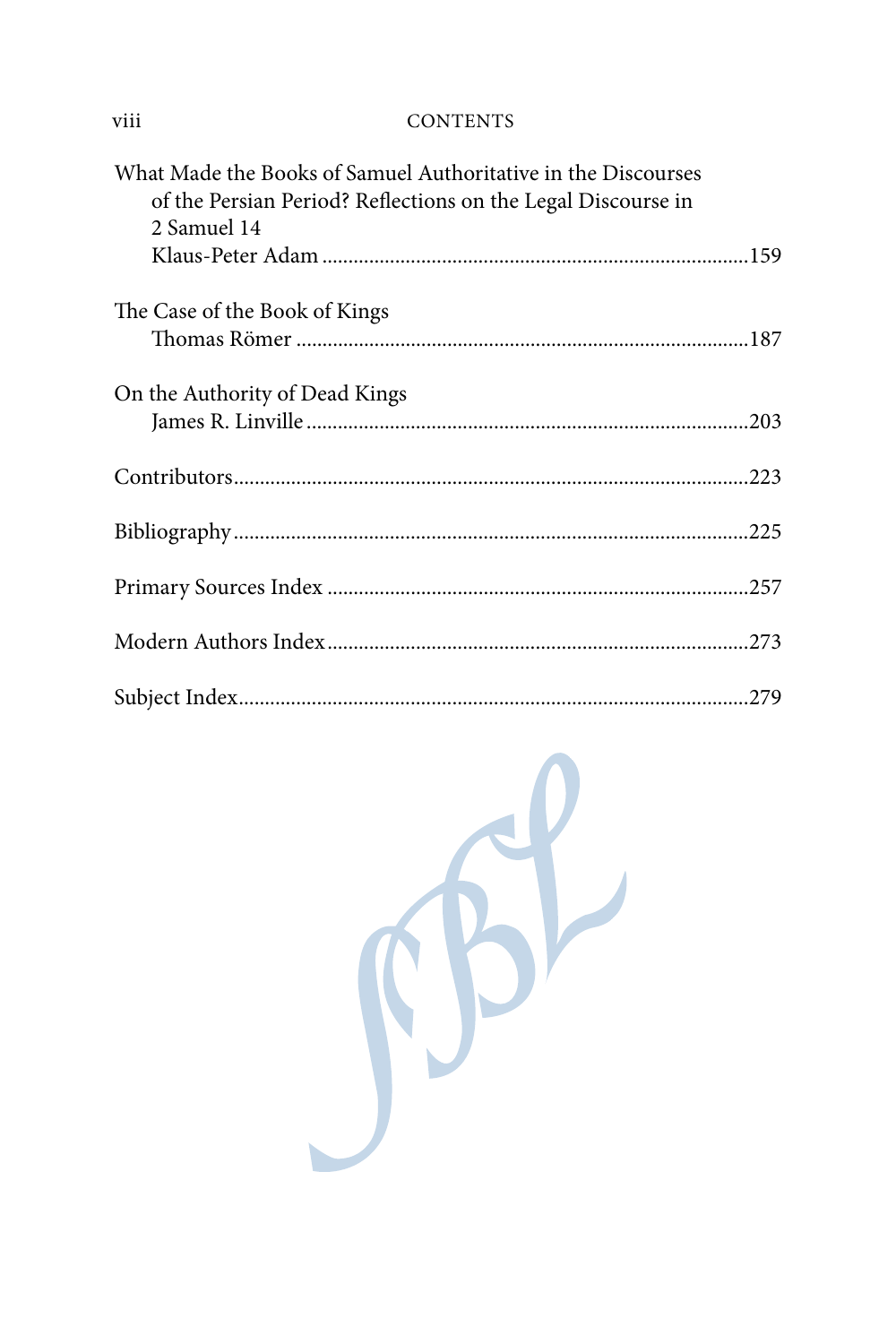What Made the Books of Samuel Authoritative in the Discourses of the Persian Period? Reflections on the Legal Discourse in 2 Samuel 14
Klaus-Peter Adam ..........159

The Case of the Book of Kings
Thomas Römer ..........187

On the Authority of Dead Kings
James R. Linville ..........203

Contributors..........223

Bibliography..........225

Primary Sources Index ..........257

Modern Authors Index..........273

Subject Index..........279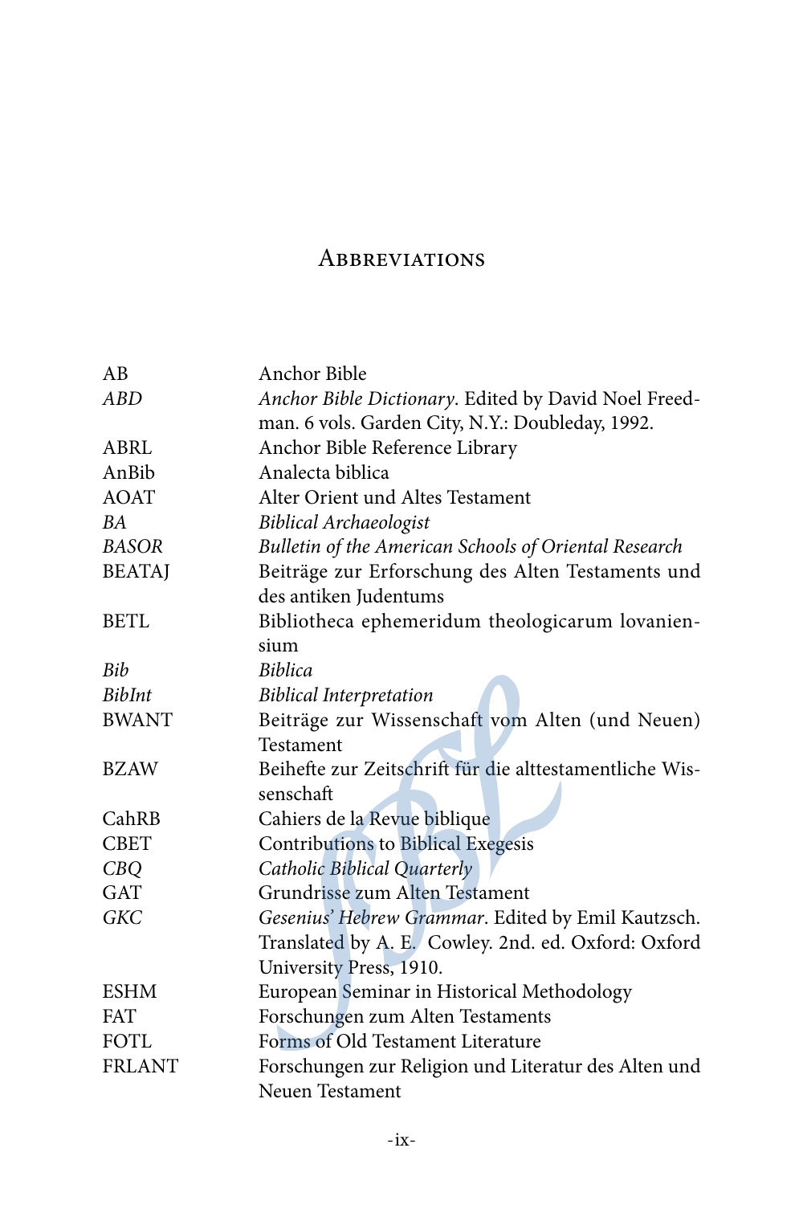# Abbreviations

| | |
|---|---|
| AB | Anchor Bible |
| *ABD* | *Anchor Bible Dictionary*. Edited by David Noel Freedman. 6 vols. Garden City, N.Y.: Doubleday, 1992. |
| ABRL | Anchor Bible Reference Library |
| AnBib | Analecta biblica |
| AOAT | Alter Orient und Altes Testament |
| *BA* | *Biblical Archaeologist* |
| *BASOR* | *Bulletin of the American Schools of Oriental Research* |
| BEATAJ | Beiträge zur Erforschung des Alten Testaments und des antiken Judentums |
| BETL | Bibliotheca ephemeridum theologicarum lovaniensium |
| *Bib* | *Biblica* |
| *BibInt* | *Biblical Interpretation* |
| BWANT | Beiträge zur Wissenschaft vom Alten (und Neuen) Testament |
| BZAW | Beihefte zur Zeitschrift für die alttestamentliche Wissenschaft |
| CahRB | Cahiers de la Revue biblique |
| CBET | Contributions to Biblical Exegesis |
| *CBQ* | *Catholic Biblical Quarterly* |
| GAT | Grundrisse zum Alten Testament |
| *GKC* | *Gesenius' Hebrew Grammar*. Edited by Emil Kautzsch. Translated by A. E. Cowley. 2nd. ed. Oxford: Oxford University Press, 1910. |
| ESHM | European Seminar in Historical Methodology |
| FAT | Forschungen zum Alten Testaments |
| FOTL | Forms of Old Testament Literature |
| FRLANT | Forschungen zur Religion und Literatur des Alten und Neuen Testament |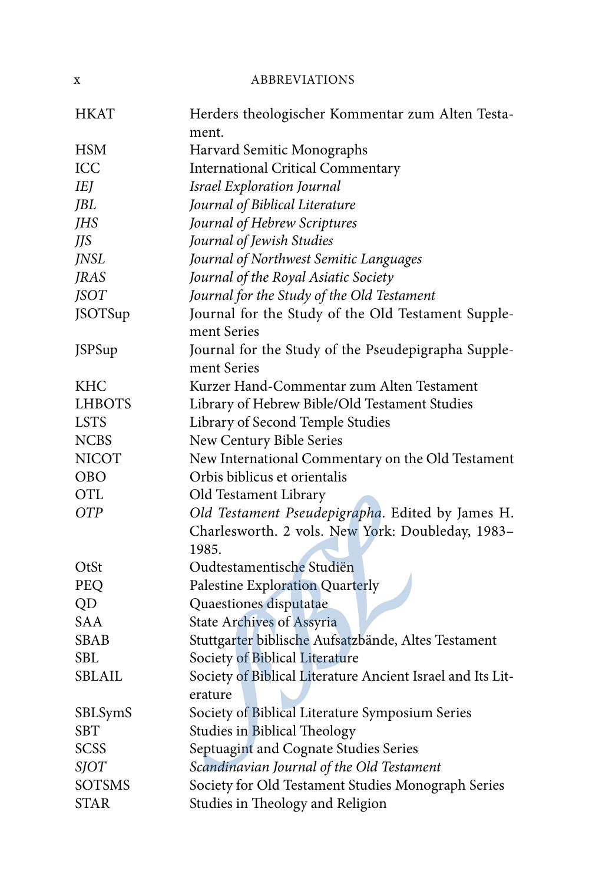| | |
|---|---|
| HKAT | Herders theologischer Kommentar zum Alten Testament. |
| HSM | Harvard Semitic Monographs |
| ICC | International Critical Commentary |
| *IEJ* | *Israel Exploration Journal* |
| *JBL* | *Journal of Biblical Literature* |
| *JHS* | *Journal of Hebrew Scriptures* |
| *JJS* | *Journal of Jewish Studies* |
| *JNSL* | *Journal of Northwest Semitic Languages* |
| *JRAS* | *Journal of the Royal Asiatic Society* |
| *JSOT* | *Journal for the Study of the Old Testament* |
| JSOTSup | Journal for the Study of the Old Testament Supplement Series |
| JSPSup | Journal for the Study of the Pseudepigrapha Supplement Series |
| KHC | Kurzer Hand-Commentar zum Alten Testament |
| LHBOTS | Library of Hebrew Bible/Old Testament Studies |
| LSTS | Library of Second Temple Studies |
| NCBS | New Century Bible Series |
| NICOT | New International Commentary on the Old Testament |
| OBO | Orbis biblicus et orientalis |
| OTL | Old Testament Library |
| *OTP* | *Old Testament Pseudepigrapha*. Edited by James H. Charlesworth. 2 vols. New York: Doubleday, 1983–1985. |
| OtSt | Oudtestamentische Studiën |
| PEQ | Palestine Exploration Quarterly |
| QD | Quaestiones disputatae |
| SAA | State Archives of Assyria |
| SBAB | Stuttgarter biblische Aufsatzbände, Altes Testament |
| SBL | Society of Biblical Literature |
| SBLAIL | Society of Biblical Literature Ancient Israel and Its Literature |
| SBLSymS | Society of Biblical Literature Symposium Series |
| SBT | Studies in Biblical Theology |
| SCSS | Septuagint and Cognate Studies Series |
| *SJOT* | *Scandinavian Journal of the Old Testament* |
| SOTSMS | Society for Old Testament Studies Monograph Series |
| STAR | Studies in Theology and Religion |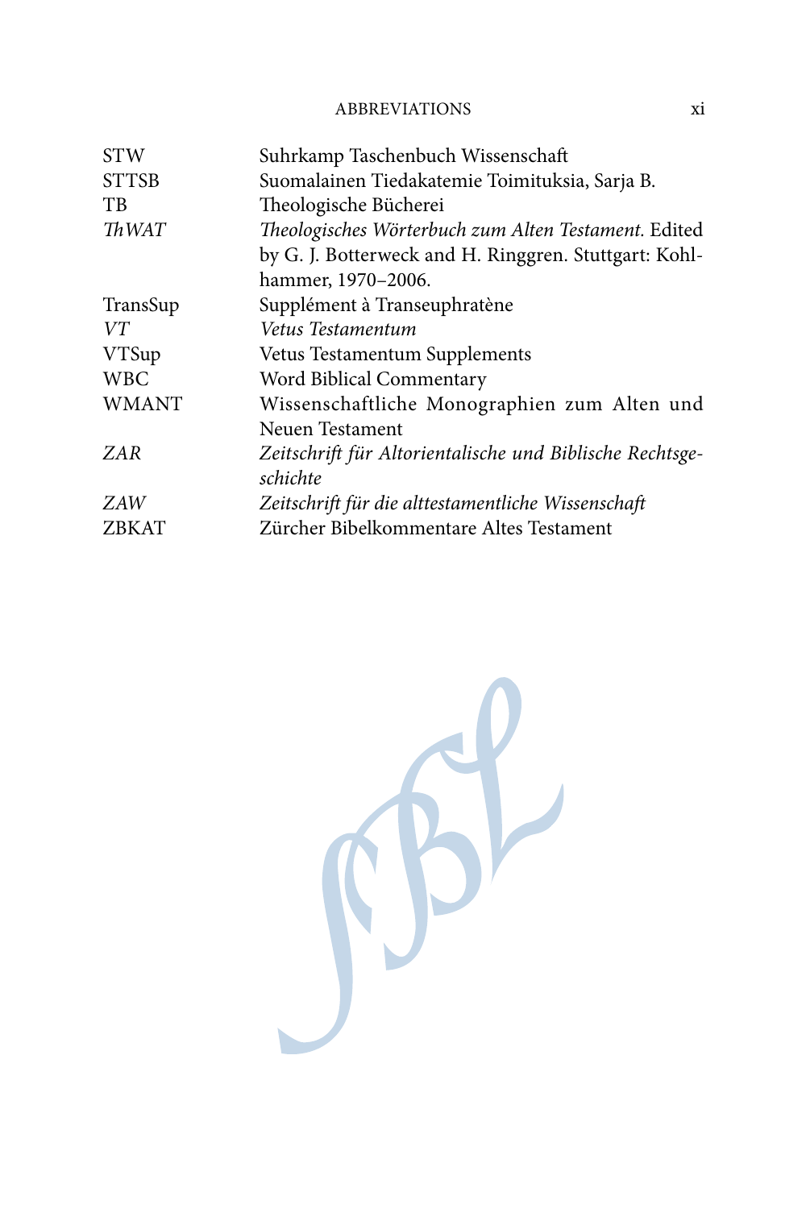| | |
|---|---|
| STW | Suhrkamp Taschenbuch Wissenschaft |
| STTSB | Suomalainen Tiedakatemie Toimituksia, Sarja B. |
| TB | Theologische Bücherei |
| *ThWAT* | *Theologisches Wörterbuch zum Alten Testament.* Edited by G. J. Botterweck and H. Ringgren. Stuttgart: Kohlhammer, 1970–2006. |
| TransSup | Supplément à Transeuphratène |
| *VT* | *Vetus Testamentum* |
| VTSup | Vetus Testamentum Supplements |
| WBC | Word Biblical Commentary |
| WMANT | Wissenschaftliche Monographien zum Alten und Neuen Testament |
| *ZAR* | *Zeitschrift für Altorientalische und Biblische Rechtsgeschichte* |
| *ZAW* | *Zeitschrift für die alttestamentliche Wissenschaft* |
| ZBKAT | Zürcher Bibelkommentare Altes Testament |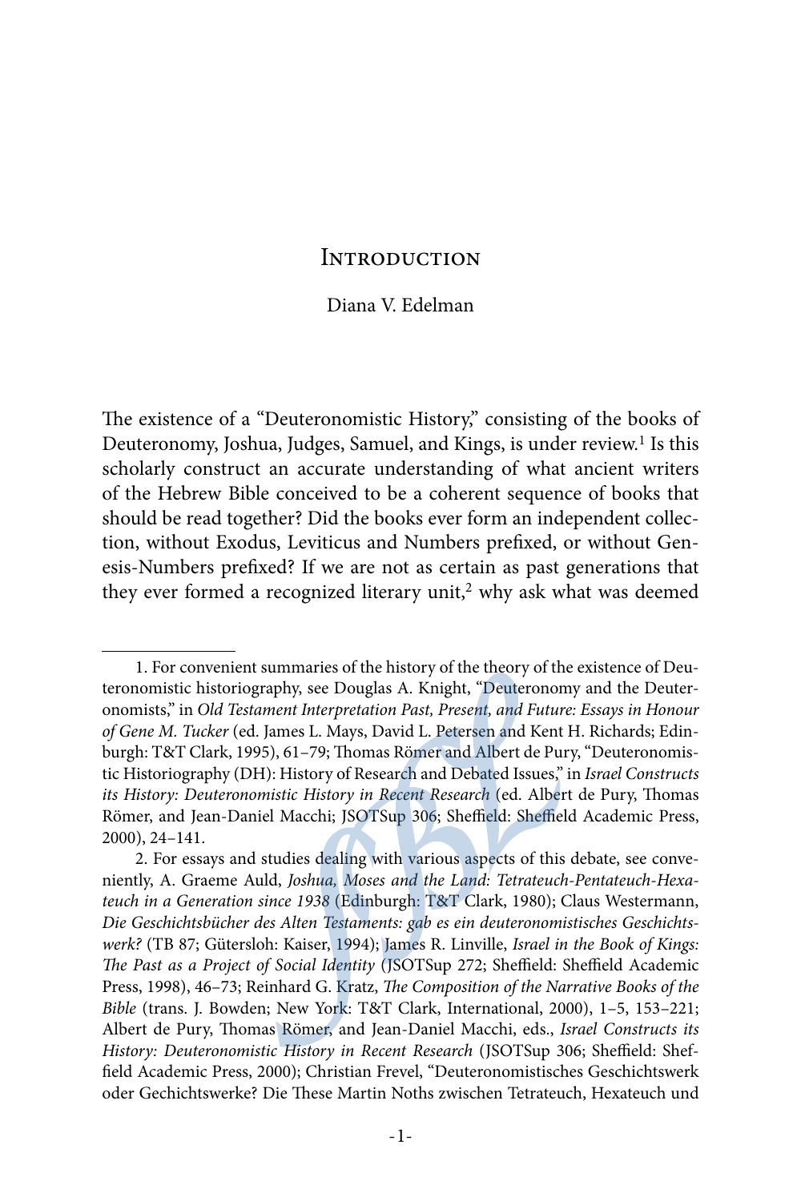# Introduction

Diana V. Edelman

The existence of a "Deuteronomistic History," consisting of the books of Deuteronomy, Joshua, Judges, Samuel, and Kings, is under review.[1] Is this scholarly construct an accurate understanding of what ancient writers of the Hebrew Bible conceived to be a coherent sequence of books that should be read together? Did the books ever form an independent collection, without Exodus, Leviticus and Numbers prefixed, or without Genesis-Numbers prefixed? If we are not as certain as past generations that they ever formed a recognized literary unit,[2] why ask what was deemed

1. For convenient summaries of the history of the theory of the existence of Deuteronomistic historiography, see Douglas A. Knight, "Deuteronomy and the Deuteronomists," in *Old Testament Interpretation Past, Present, and Future: Essays in Honour of Gene M. Tucker* (ed. James L. Mays, David L. Petersen and Kent H. Richards; Edinburgh: T&T Clark, 1995), 61–79; Thomas Römer and Albert de Pury, "Deuteronomistic Historiography (DH): History of Research and Debated Issues," in *Israel Constructs its History: Deuteronomistic History in Recent Research* (ed. Albert de Pury, Thomas Römer, and Jean-Daniel Macchi; JSOTSup 306; Sheffield: Sheffield Academic Press, 2000), 24–141.

2. For essays and studies dealing with various aspects of this debate, see conveniently, A. Graeme Auld, *Joshua, Moses and the Land: Tetrateuch-Pentateuch-Hexateuch in a Generation since 1938* (Edinburgh: T&T Clark, 1980); Claus Westermann, *Die Geschichtsbücher des Alten Testaments: gab es ein deuteronomistisches Geschichtswerk?* (TB 87; Gütersloh: Kaiser, 1994); James R. Linville, *Israel in the Book of Kings: The Past as a Project of Social Identity* (JSOTSup 272; Sheffield: Sheffield Academic Press, 1998), 46–73; Reinhard G. Kratz, *The Composition of the Narrative Books of the Bible* (trans. J. Bowden; New York: T&T Clark, International, 2000), 1–5, 153–221; Albert de Pury, Thomas Römer, and Jean-Daniel Macchi, eds., *Israel Constructs its History: Deuteronomistic History in Recent Research* (JSOTSup 306; Sheffield: Sheffield Academic Press, 2000); Christian Frevel, "Deuteronomistisches Geschichtswerk oder Gechichtswerke? Die These Martin Noths zwischen Tetrateuch, Hexateuch und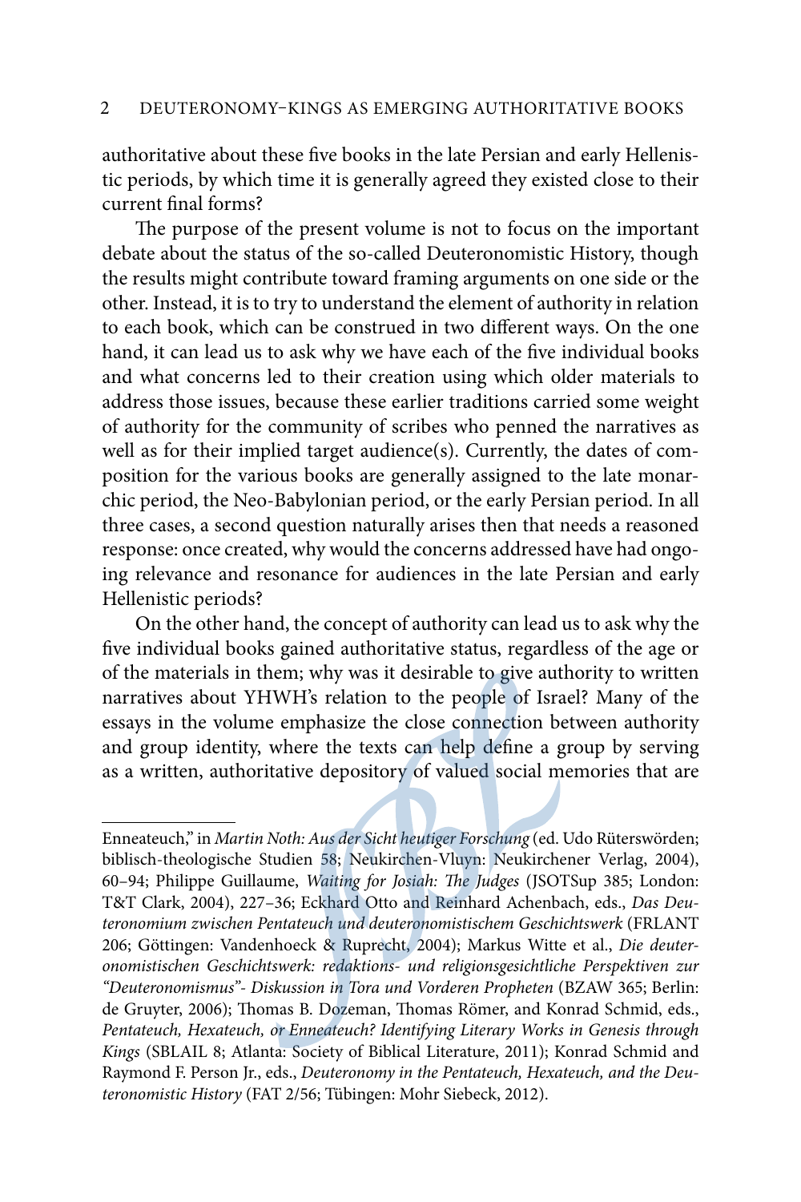authoritative about these five books in the late Persian and early Hellenistic periods, by which time it is generally agreed they existed close to their current final forms?

The purpose of the present volume is not to focus on the important debate about the status of the so-called Deuteronomistic History, though the results might contribute toward framing arguments on one side or the other. Instead, it is to try to understand the element of authority in relation to each book, which can be construed in two different ways. On the one hand, it can lead us to ask why we have each of the five individual books and what concerns led to their creation using which older materials to address those issues, because these earlier traditions carried some weight of authority for the community of scribes who penned the narratives as well as for their implied target audience(s). Currently, the dates of composition for the various books are generally assigned to the late monarchic period, the Neo-Babylonian period, or the early Persian period. In all three cases, a second question naturally arises then that needs a reasoned response: once created, why would the concerns addressed have had ongoing relevance and resonance for audiences in the late Persian and early Hellenistic periods?

On the other hand, the concept of authority can lead us to ask why the five individual books gained authoritative status, regardless of the age or of the materials in them; why was it desirable to give authority to written narratives about YHWH's relation to the people of Israel? Many of the essays in the volume emphasize the close connection between authority and group identity, where the texts can help define a group by serving as a written, authoritative depository of valued social memories that are

---

Enneateuch," in *Martin Noth: Aus der Sicht heutiger Forschung* (ed. Udo Rüterswörden; biblisch-theologische Studien 58; Neukirchen-Vluyn: Neukirchener Verlag, 2004), 60–94; Philippe Guillaume, *Waiting for Josiah: The Judges* (JSOTSup 385; London: T&T Clark, 2004), 227–36; Eckhard Otto and Reinhard Achenbach, eds., *Das Deuteronomium zwischen Pentateuch und deuteronomistischem Geschichtswerk* (FRLANT 206; Göttingen: Vandenhoeck & Ruprecht, 2004); Markus Witte et al., *Die deuteronomistischen Geschichtswerk: redaktions- und religionsgesichtliche Perspektiven zur "Deuteronomismus"- Diskussion in Tora und Vorderen Propheten* (BZAW 365; Berlin: de Gruyter, 2006); Thomas B. Dozeman, Thomas Römer, and Konrad Schmid, eds., *Pentateuch, Hexateuch, or Enneateuch? Identifying Literary Works in Genesis through Kings* (SBLAIL 8; Atlanta: Society of Biblical Literature, 2011); Konrad Schmid and Raymond F. Person Jr., eds., *Deuteronomy in the Pentateuch, Hexateuch, and the Deuteronomistic History* (FAT 2/56; Tübingen: Mohr Siebeck, 2012).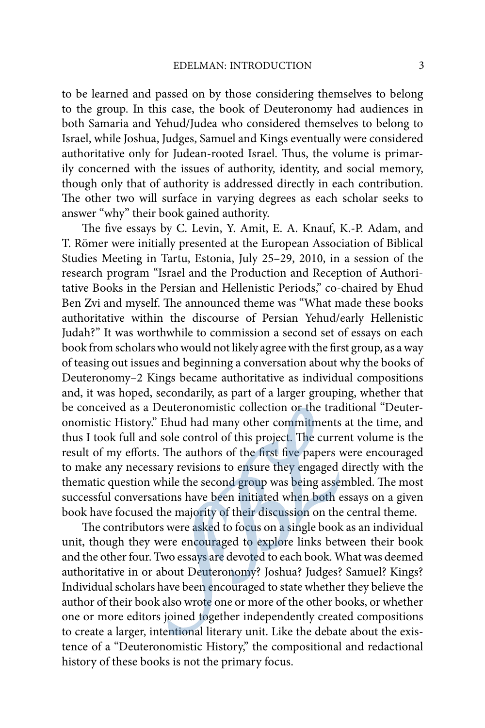to be learned and passed on by those considering themselves to belong to the group. In this case, the book of Deuteronomy had audiences in both Samaria and Yehud/Judea who considered themselves to belong to Israel, while Joshua, Judges, Samuel and Kings eventually were considered authoritative only for Judean-rooted Israel. Thus, the volume is primarily concerned with the issues of authority, identity, and social memory, though only that of authority is addressed directly in each contribution. The other two will surface in varying degrees as each scholar seeks to answer "why" their book gained authority.

The five essays by C. Levin, Y. Amit, E. A. Knauf, K.-P. Adam, and T. Römer were initially presented at the European Association of Biblical Studies Meeting in Tartu, Estonia, July 25–29, 2010, in a session of the research program "Israel and the Production and Reception of Authoritative Books in the Persian and Hellenistic Periods," co-chaired by Ehud Ben Zvi and myself. The announced theme was "What made these books authoritative within the discourse of Persian Yehud/early Hellenistic Judah?" It was worthwhile to commission a second set of essays on each book from scholars who would not likely agree with the first group, as a way of teasing out issues and beginning a conversation about why the books of Deuteronomy–2 Kings became authoritative as individual compositions and, it was hoped, secondarily, as part of a larger grouping, whether that be conceived as a Deuteronomistic collection or the traditional "Deuteronomistic History." Ehud had many other commitments at the time, and thus I took full and sole control of this project. The current volume is the result of my efforts. The authors of the first five papers were encouraged to make any necessary revisions to ensure they engaged directly with the thematic question while the second group was being assembled. The most successful conversations have been initiated when both essays on a given book have focused the majority of their discussion on the central theme.

The contributors were asked to focus on a single book as an individual unit, though they were encouraged to explore links between their book and the other four. Two essays are devoted to each book. What was deemed authoritative in or about Deuteronomy? Joshua? Judges? Samuel? Kings? Individual scholars have been encouraged to state whether they believe the author of their book also wrote one or more of the other books, or whether one or more editors joined together independently created compositions to create a larger, intentional literary unit. Like the debate about the existence of a "Deuteronomistic History," the compositional and redactional history of these books is not the primary focus.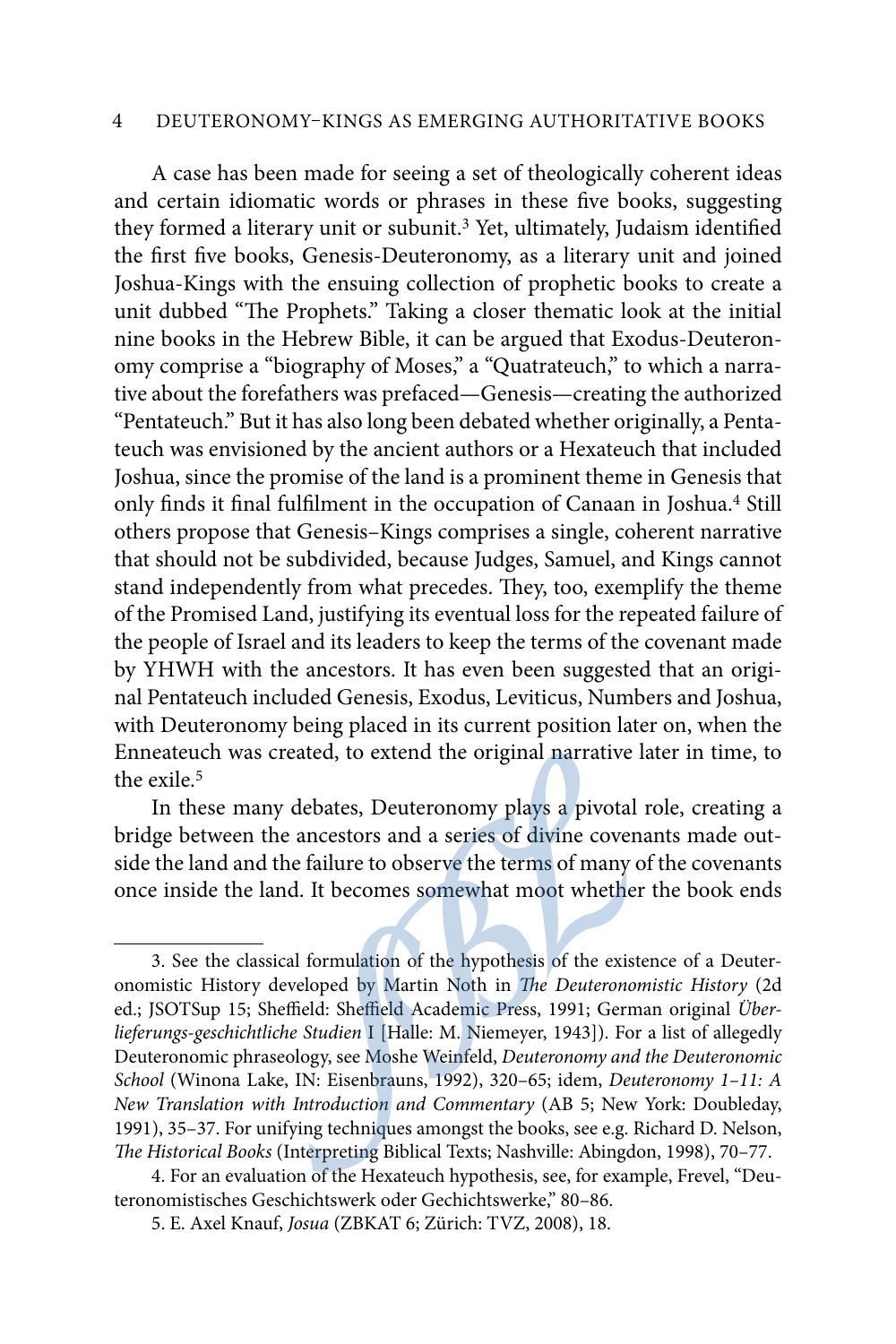A case has been made for seeing a set of theologically coherent ideas and certain idiomatic words or phrases in these five books, suggesting they formed a literary unit or subunit.[3] Yet, ultimately, Judaism identified the first five books, Genesis-Deuteronomy, as a literary unit and joined Joshua-Kings with the ensuing collection of prophetic books to create a unit dubbed "The Prophets." Taking a closer thematic look at the initial nine books in the Hebrew Bible, it can be argued that Exodus-Deuteronomy comprise a "biography of Moses," a "Quatrateuch," to which a narrative about the forefathers was prefaced—Genesis—creating the authorized "Pentateuch." But it has also long been debated whether originally, a Pentateuch was envisioned by the ancient authors or a Hexateuch that included Joshua, since the promise of the land is a prominent theme in Genesis that only finds it final fulfilment in the occupation of Canaan in Joshua.[4] Still others propose that Genesis–Kings comprises a single, coherent narrative that should not be subdivided, because Judges, Samuel, and Kings cannot stand independently from what precedes. They, too, exemplify the theme of the Promised Land, justifying its eventual loss for the repeated failure of the people of Israel and its leaders to keep the terms of the covenant made by YHWH with the ancestors. It has even been suggested that an original Pentateuch included Genesis, Exodus, Leviticus, Numbers and Joshua, with Deuteronomy being placed in its current position later on, when the Enneateuch was created, to extend the original narrative later in time, to the exile.[5]

In these many debates, Deuteronomy plays a pivotal role, creating a bridge between the ancestors and a series of divine covenants made outside the land and the failure to observe the terms of many of the covenants once inside the land. It becomes somewhat moot whether the book ends

---

3. See the classical formulation of the hypothesis of the existence of a Deuteronomistic History developed by Martin Noth in *The Deuteronomistic History* (2d ed.; JSOTSup 15; Sheffield: Sheffield Academic Press, 1991; German original *Überlieferungs-geschichtliche Studien* I [Halle: M. Niemeyer, 1943]). For a list of allegedly Deuteronomic phraseology, see Moshe Weinfeld, *Deuteronomy and the Deuteronomic School* (Winona Lake, IN: Eisenbrauns, 1992), 320–65; idem, *Deuteronomy 1–11: A New Translation with Introduction and Commentary* (AB 5; New York: Doubleday, 1991), 35–37. For unifying techniques amongst the books, see e.g. Richard D. Nelson, *The Historical Books* (Interpreting Biblical Texts; Nashville: Abingdon, 1998), 70–77.

4. For an evaluation of the Hexateuch hypothesis, see, for example, Frevel, "Deuteronomistisches Geschichtswerk oder Gechichtswerke," 80–86.

5. E. Axel Knauf, *Josua* (ZBKAT 6; Zürich: TVZ, 2008), 18.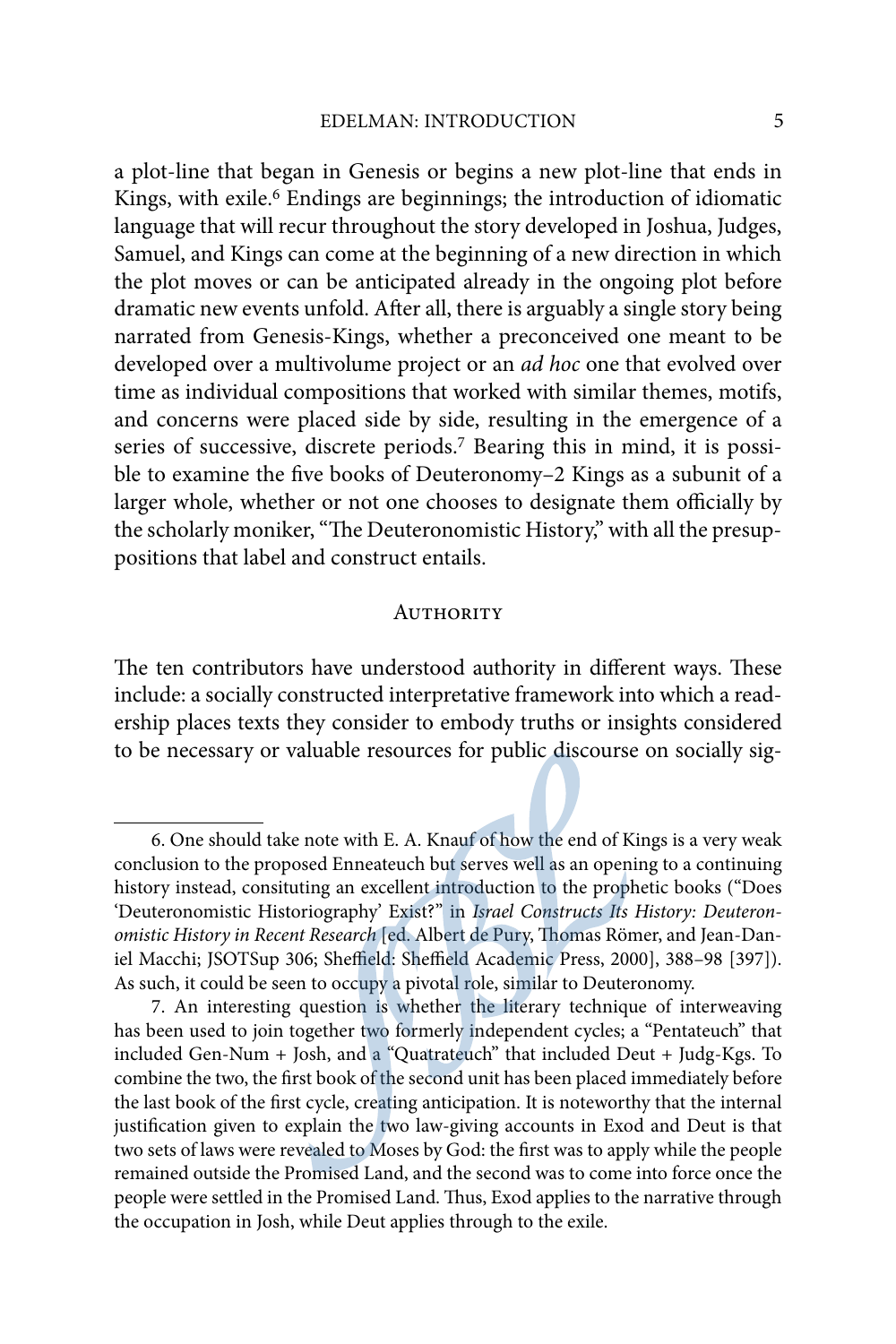a plot-line that began in Genesis or begins a new plot-line that ends in Kings, with exile.[6] Endings are beginnings; the introduction of idiomatic language that will recur throughout the story developed in Joshua, Judges, Samuel, and Kings can come at the beginning of a new direction in which the plot moves or can be anticipated already in the ongoing plot before dramatic new events unfold. After all, there is arguably a single story being narrated from Genesis-Kings, whether a preconceived one meant to be developed over a multivolume project or an *ad hoc* one that evolved over time as individual compositions that worked with similar themes, motifs, and concerns were placed side by side, resulting in the emergence of a series of successive, discrete periods.[7] Bearing this in mind, it is possible to examine the five books of Deuteronomy–2 Kings as a subunit of a larger whole, whether or not one chooses to designate them officially by the scholarly moniker, "The Deuteronomistic History," with all the presuppositions that label and construct entails.

## Authority

The ten contributors have understood authority in different ways. These include: a socially constructed interpretative framework into which a readership places texts they consider to embody truths or insights considered to be necessary or valuable resources for public discourse on socially sig-

---

6. One should take note with E. A. Knauf of how the end of Kings is a very weak conclusion to the proposed Enneateuch but serves well as an opening to a continuing history instead, consituting an excellent introduction to the prophetic books ("Does 'Deuteronomistic Historiography' Exist?" in *Israel Constructs Its History: Deuteronomistic History in Recent Research* [ed. Albert de Pury, Thomas Römer, and Jean-Daniel Macchi; JSOTSup 306; Sheffield: Sheffield Academic Press, 2000], 388–98 [397]). As such, it could be seen to occupy a pivotal role, similar to Deuteronomy.

7. An interesting question is whether the literary technique of interweaving has been used to join together two formerly independent cycles; a "Pentateuch" that included Gen-Num + Josh, and a "Quatrateuch" that included Deut + Judg-Kgs. To combine the two, the first book of the second unit has been placed immediately before the last book of the first cycle, creating anticipation. It is noteworthy that the internal justification given to explain the two law-giving accounts in Exod and Deut is that two sets of laws were revealed to Moses by God: the first was to apply while the people remained outside the Promised Land, and the second was to come into force once the people were settled in the Promised Land. Thus, Exod applies to the narrative through the occupation in Josh, while Deut applies through to the exile.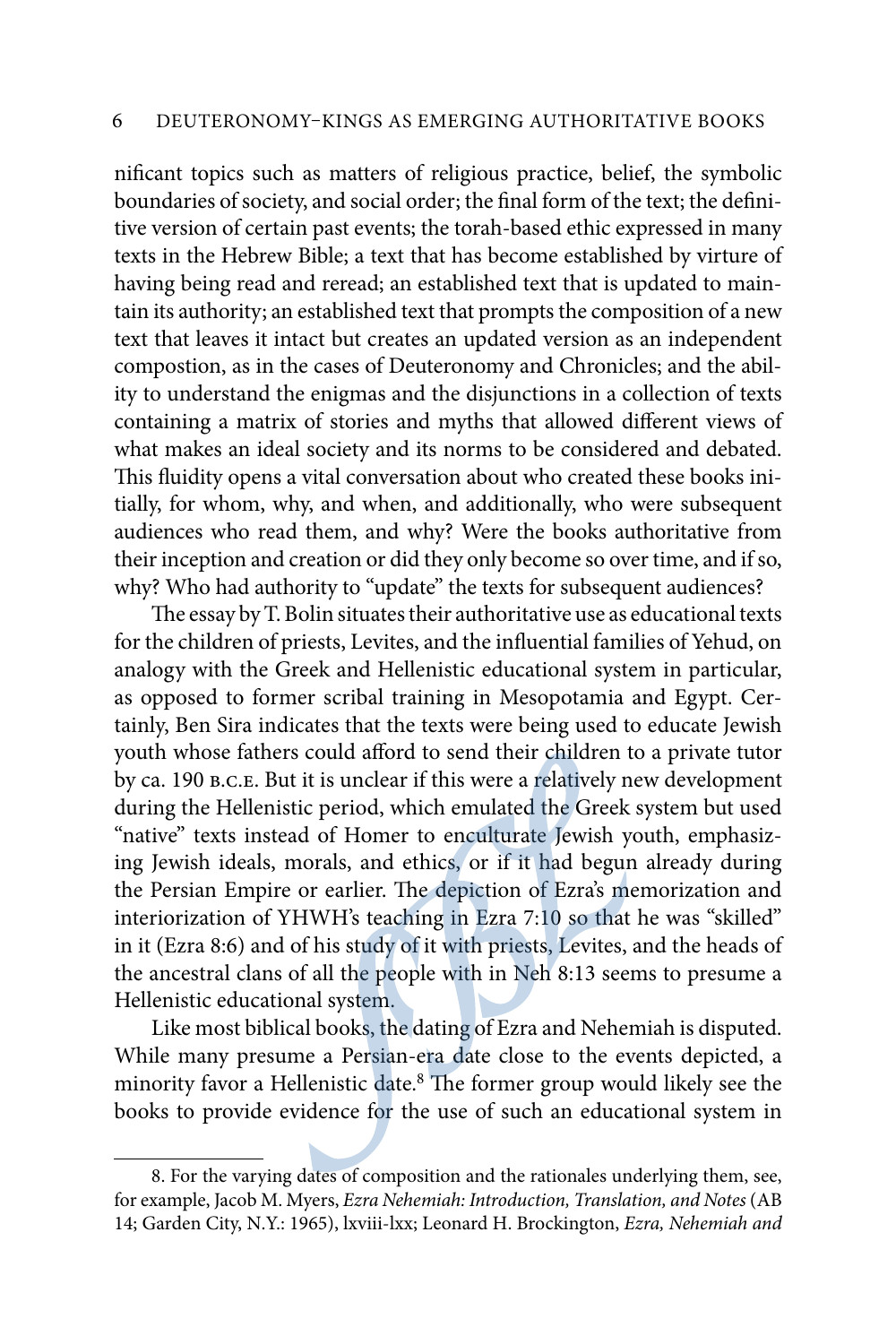nificant topics such as matters of religious practice, belief, the symbolic boundaries of society, and social order; the final form of the text; the definitive version of certain past events; the torah-based ethic expressed in many texts in the Hebrew Bible; a text that has become established by virture of having being read and reread; an established text that is updated to maintain its authority; an established text that prompts the composition of a new text that leaves it intact but creates an updated version as an independent compostion, as in the cases of Deuteronomy and Chronicles; and the ability to understand the enigmas and the disjunctions in a collection of texts containing a matrix of stories and myths that allowed different views of what makes an ideal society and its norms to be considered and debated. This fluidity opens a vital conversation about who created these books initially, for whom, why, and when, and additionally, who were subsequent audiences who read them, and why? Were the books authoritative from their inception and creation or did they only become so over time, and if so, why? Who had authority to "update" the texts for subsequent audiences?

The essay by T. Bolin situates their authoritative use as educational texts for the children of priests, Levites, and the influential families of Yehud, on analogy with the Greek and Hellenistic educational system in particular, as opposed to former scribal training in Mesopotamia and Egypt. Certainly, Ben Sira indicates that the texts were being used to educate Jewish youth whose fathers could afford to send their children to a private tutor by ca. 190 B.C.E. But it is unclear if this were a relatively new development during the Hellenistic period, which emulated the Greek system but used "native" texts instead of Homer to enculturate Jewish youth, emphasizing Jewish ideals, morals, and ethics, or if it had begun already during the Persian Empire or earlier. The depiction of Ezra's memorization and interiorization of YHWH's teaching in Ezra 7:10 so that he was "skilled" in it (Ezra 8:6) and of his study of it with priests, Levites, and the heads of the ancestral clans of all the people with in Neh 8:13 seems to presume a Hellenistic educational system.

Like most biblical books, the dating of Ezra and Nehemiah is disputed. While many presume a Persian-era date close to the events depicted, a minority favor a Hellenistic date.[8] The former group would likely see the books to provide evidence for the use of such an educational system in

---

8. For the varying dates of composition and the rationales underlying them, see, for example, Jacob M. Myers, *Ezra Nehemiah: Introduction, Translation, and Notes* (AB 14; Garden City, N.Y.: 1965), lxviii-lxx; Leonard H. Brockington, *Ezra, Nehemiah and*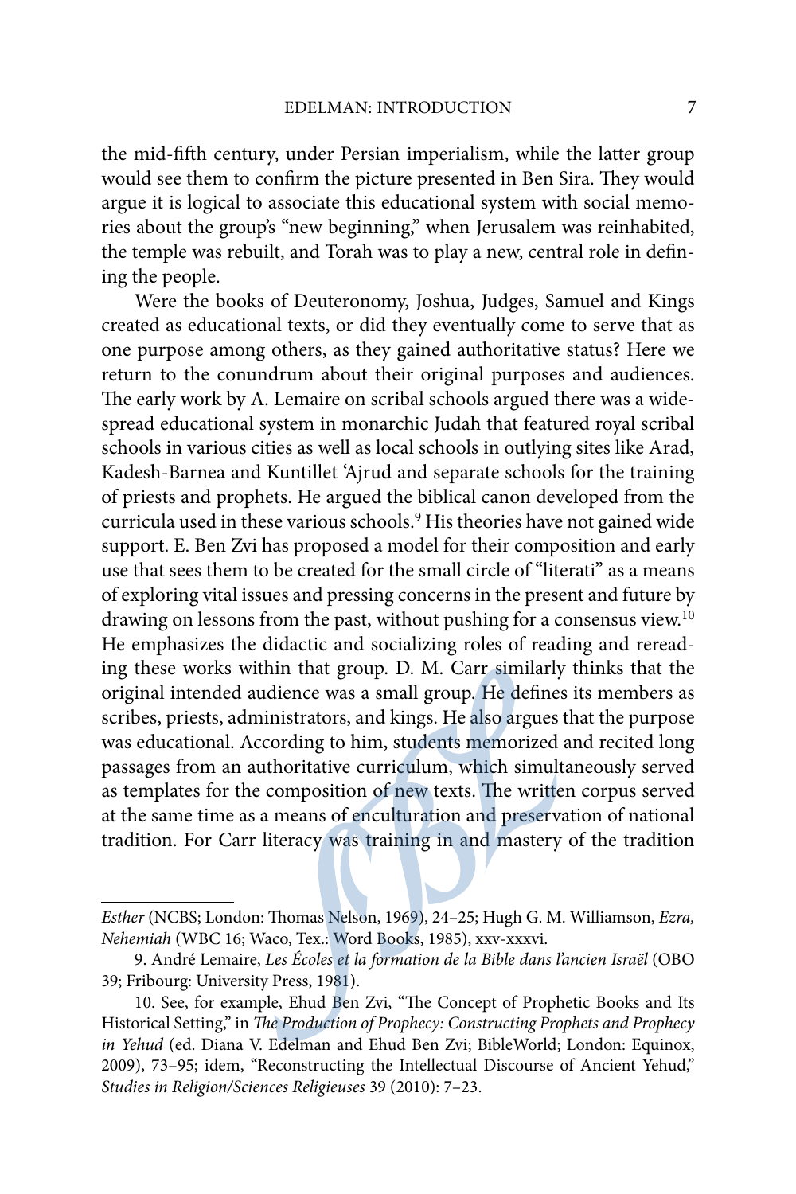the mid-fifth century, under Persian imperialism, while the latter group would see them to confirm the picture presented in Ben Sira. They would argue it is logical to associate this educational system with social memories about the group's "new beginning," when Jerusalem was reinhabited, the temple was rebuilt, and Torah was to play a new, central role in defining the people.

Were the books of Deuteronomy, Joshua, Judges, Samuel and Kings created as educational texts, or did they eventually come to serve that as one purpose among others, as they gained authoritative status? Here we return to the conundrum about their original purposes and audiences. The early work by A. Lemaire on scribal schools argued there was a widespread educational system in monarchic Judah that featured royal scribal schools in various cities as well as local schools in outlying sites like Arad, Kadesh-Barnea and Kuntillet ʿAjrud and separate schools for the training of priests and prophets. He argued the biblical canon developed from the curricula used in these various schools.[9] His theories have not gained wide support. E. Ben Zvi has proposed a model for their composition and early use that sees them to be created for the small circle of "literati" as a means of exploring vital issues and pressing concerns in the present and future by drawing on lessons from the past, without pushing for a consensus view.[10] He emphasizes the didactic and socializing roles of reading and rereading these works within that group. D. M. Carr similarly thinks that the original intended audience was a small group. He defines its members as scribes, priests, administrators, and kings. He also argues that the purpose was educational. According to him, students memorized and recited long passages from an authoritative curriculum, which simultaneously served as templates for the composition of new texts. The written corpus served at the same time as a means of enculturation and preservation of national tradition. For Carr literacy was training in and mastery of the tradition

---

*Esther* (NCBS; London: Thomas Nelson, 1969), 24–25; Hugh G. M. Williamson, *Ezra, Nehemiah* (WBC 16; Waco, Tex.: Word Books, 1985), xxv-xxxvi.

9. André Lemaire, *Les Écoles et la formation de la Bible dans l'ancien Israël* (OBO 39; Fribourg: University Press, 1981).

10. See, for example, Ehud Ben Zvi, "The Concept of Prophetic Books and Its Historical Setting," in *The Production of Prophecy: Constructing Prophets and Prophecy in Yehud* (ed. Diana V. Edelman and Ehud Ben Zvi; BibleWorld; London: Equinox, 2009), 73–95; idem, "Reconstructing the Intellectual Discourse of Ancient Yehud," *Studies in Religion/Sciences Religieuses* 39 (2010): 7–23.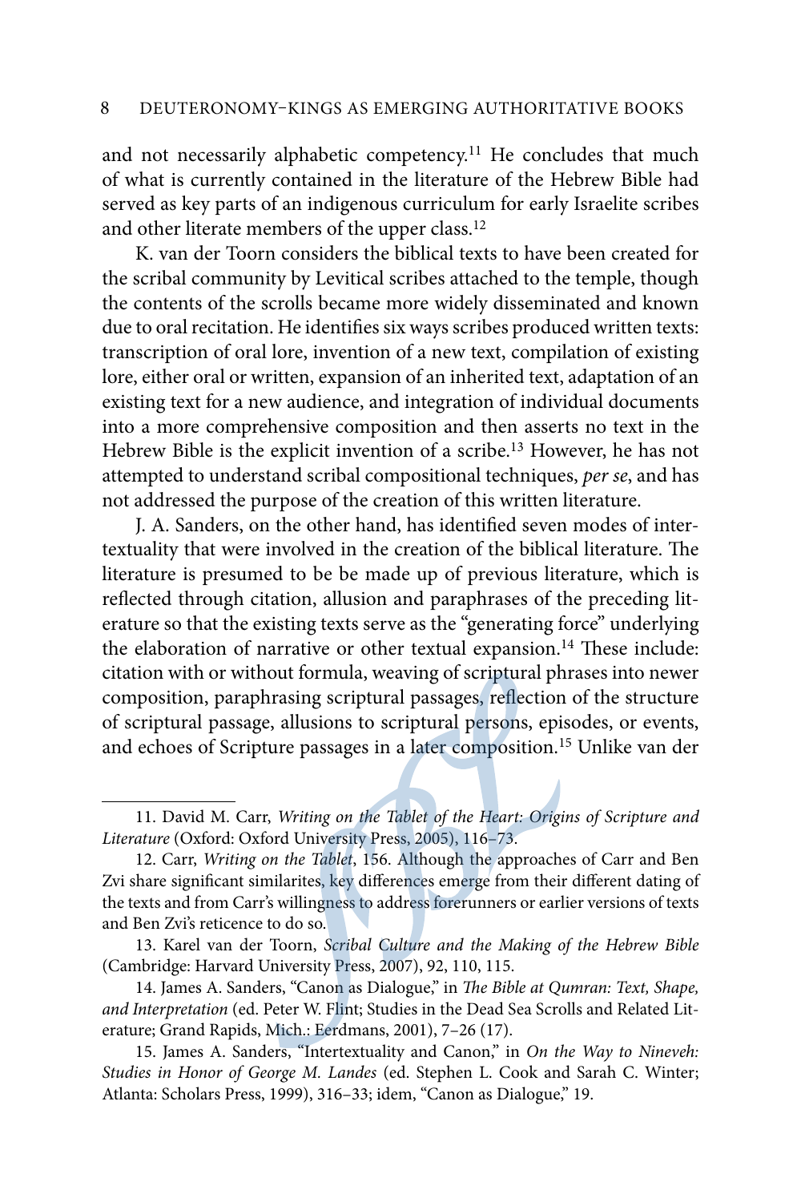and not necessarily alphabetic competency.[11] He concludes that much of what is currently contained in the literature of the Hebrew Bible had served as key parts of an indigenous curriculum for early Israelite scribes and other literate members of the upper class.[12]

K. van der Toorn considers the biblical texts to have been created for the scribal community by Levitical scribes attached to the temple, though the contents of the scrolls became more widely disseminated and known due to oral recitation. He identifies six ways scribes produced written texts: transcription of oral lore, invention of a new text, compilation of existing lore, either oral or written, expansion of an inherited text, adaptation of an existing text for a new audience, and integration of individual documents into a more comprehensive composition and then asserts no text in the Hebrew Bible is the explicit invention of a scribe.[13] However, he has not attempted to understand scribal compositional techniques, *per se*, and has not addressed the purpose of the creation of this written literature.

J. A. Sanders, on the other hand, has identified seven modes of intertextuality that were involved in the creation of the biblical literature. The literature is presumed to be be made up of previous literature, which is reflected through citation, allusion and paraphrases of the preceding literature so that the existing texts serve as the "generating force" underlying the elaboration of narrative or other textual expansion.[14] These include: citation with or without formula, weaving of scriptural phrases into newer composition, paraphrasing scriptural passages, reflection of the structure of scriptural passage, allusions to scriptural persons, episodes, or events, and echoes of Scripture passages in a later composition.[15] Unlike van der

---

11. David M. Carr, *Writing on the Tablet of the Heart: Origins of Scripture and Literature* (Oxford: Oxford University Press, 2005), 116–73.

12. Carr, *Writing on the Tablet*, 156. Although the approaches of Carr and Ben Zvi share significant similarites, key differences emerge from their different dating of the texts and from Carr's willingness to address forerunners or earlier versions of texts and Ben Zvi's reticence to do so.

13. Karel van der Toorn, *Scribal Culture and the Making of the Hebrew Bible* (Cambridge: Harvard University Press, 2007), 92, 110, 115.

14. James A. Sanders, "Canon as Dialogue," in *The Bible at Qumran: Text, Shape, and Interpretation* (ed. Peter W. Flint; Studies in the Dead Sea Scrolls and Related Literature; Grand Rapids, Mich.: Eerdmans, 2001), 7–26 (17).

15. James A. Sanders, "Intertextuality and Canon," in *On the Way to Nineveh: Studies in Honor of George M. Landes* (ed. Stephen L. Cook and Sarah C. Winter; Atlanta: Scholars Press, 1999), 316–33; idem, "Canon as Dialogue," 19.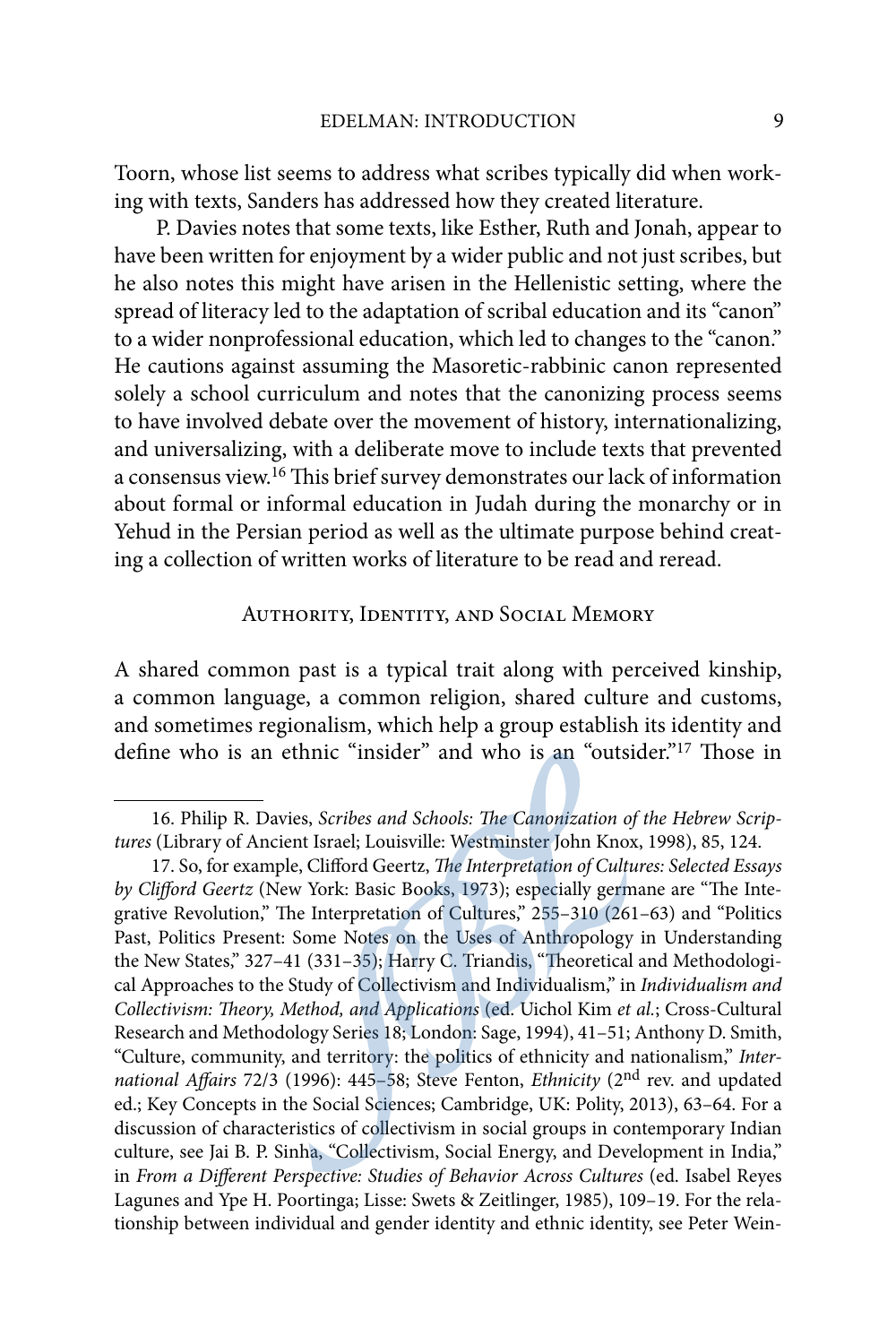Toorn, whose list seems to address what scribes typically did when working with texts, Sanders has addressed how they created literature.

P. Davies notes that some texts, like Esther, Ruth and Jonah, appear to have been written for enjoyment by a wider public and not just scribes, but he also notes this might have arisen in the Hellenistic setting, where the spread of literacy led to the adaptation of scribal education and its "canon" to a wider nonprofessional education, which led to changes to the "canon." He cautions against assuming the Masoretic-rabbinic canon represented solely a school curriculum and notes that the canonizing process seems to have involved debate over the movement of history, internationalizing, and universalizing, with a deliberate move to include texts that prevented a consensus view.[16] This brief survey demonstrates our lack of information about formal or informal education in Judah during the monarchy or in Yehud in the Persian period as well as the ultimate purpose behind creating a collection of written works of literature to be read and reread.

## Authority, Identity, and Social Memory

A shared common past is a typical trait along with perceived kinship, a common language, a common religion, shared culture and customs, and sometimes regionalism, which help a group establish its identity and define who is an ethnic "insider" and who is an "outsider."[17] Those in

---

16. Philip R. Davies, *Scribes and Schools: The Canonization of the Hebrew Scriptures* (Library of Ancient Israel; Louisville: Westminster John Knox, 1998), 85, 124.

17. So, for example, Clifford Geertz, *The Interpretation of Cultures: Selected Essays by Clifford Geertz* (New York: Basic Books, 1973); especially germane are "The Integrative Revolution," The Interpretation of Cultures," 255–310 (261–63) and "Politics Past, Politics Present: Some Notes on the Uses of Anthropology in Understanding the New States," 327–41 (331–35); Harry C. Triandis, "Theoretical and Methodological Approaches to the Study of Collectivism and Individualism," in *Individualism and Collectivism: Theory, Method, and Applications* (ed. Uichol Kim *et al.*; Cross-Cultural Research and Methodology Series 18; London: Sage, 1994), 41–51; Anthony D. Smith, "Culture, community, and territory: the politics of ethnicity and nationalism," *International Affairs* 72/3 (1996): 445–58; Steve Fenton, *Ethnicity* (2nd rev. and updated ed.; Key Concepts in the Social Sciences; Cambridge, UK: Polity, 2013), 63–64. For a discussion of characteristics of collectivism in social groups in contemporary Indian culture, see Jai B. P. Sinha, "Collectivism, Social Energy, and Development in India," in *From a Different Perspective: Studies of Behavior Across Cultures* (ed. Isabel Reyes Lagunes and Ype H. Poortinga; Lisse: Swets & Zeitlinger, 1985), 109–19. For the relationship between individual and gender identity and ethnic identity, see Peter Wein-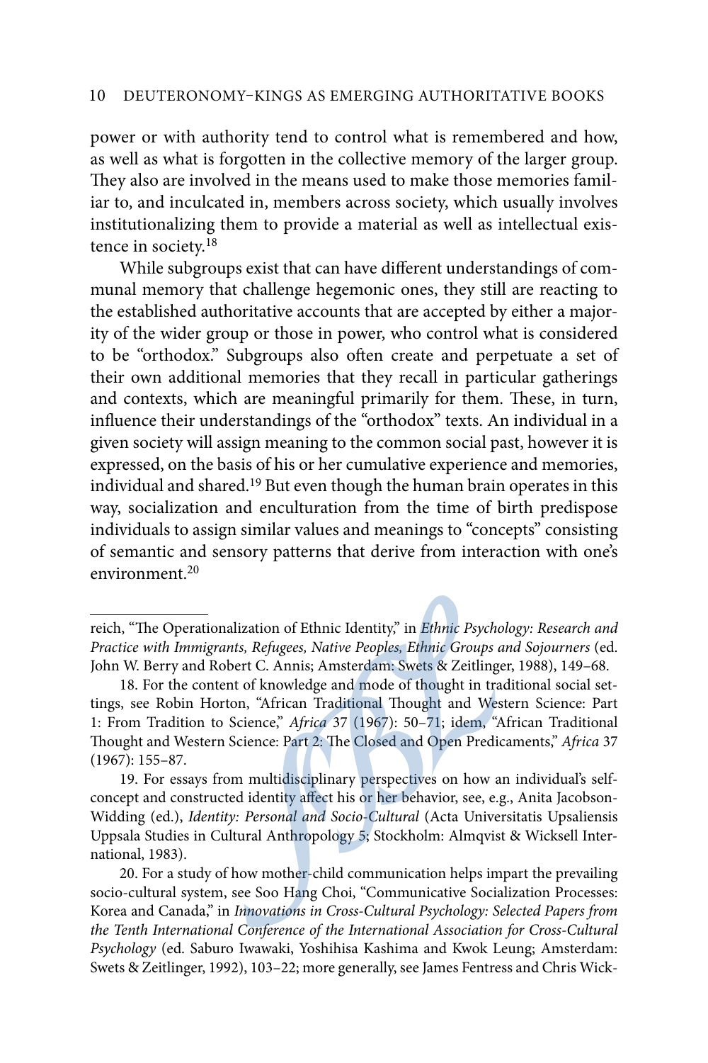power or with authority tend to control what is remembered and how, as well as what is forgotten in the collective memory of the larger group. They also are involved in the means used to make those memories familiar to, and inculcated in, members across society, which usually involves institutionalizing them to provide a material as well as intellectual existence in society.[18]

While subgroups exist that can have different understandings of communal memory that challenge hegemonic ones, they still are reacting to the established authoritative accounts that are accepted by either a majority of the wider group or those in power, who control what is considered to be "orthodox." Subgroups also often create and perpetuate a set of their own additional memories that they recall in particular gatherings and contexts, which are meaningful primarily for them. These, in turn, influence their understandings of the "orthodox" texts. An individual in a given society will assign meaning to the common social past, however it is expressed, on the basis of his or her cumulative experience and memories, individual and shared.[19] But even though the human brain operates in this way, socialization and enculturation from the time of birth predispose individuals to assign similar values and meanings to "concepts" consisting of semantic and sensory patterns that derive from interaction with one's environment.[20]

---

reich, "The Operationalization of Ethnic Identity," in *Ethnic Psychology: Research and Practice with Immigrants, Refugees, Native Peoples, Ethnic Groups and Sojourners* (ed. John W. Berry and Robert C. Annis; Amsterdam: Swets & Zeitlinger, 1988), 149–68.

18. For the content of knowledge and mode of thought in traditional social settings, see Robin Horton, "African Traditional Thought and Western Science: Part 1: From Tradition to Science," *Africa* 37 (1967): 50–71; idem, "African Traditional Thought and Western Science: Part 2: The Closed and Open Predicaments," *Africa* 37 (1967): 155–87.

19. For essays from multidisciplinary perspectives on how an individual's self-concept and constructed identity affect his or her behavior, see, e.g., Anita Jacobson-Widding (ed.), *Identity: Personal and Socio-Cultural* (Acta Universitatis Upsaliensis Uppsala Studies in Cultural Anthropology 5; Stockholm: Almqvist & Wicksell International, 1983).

20. For a study of how mother-child communication helps impart the prevailing socio-cultural system, see Soo Hang Choi, "Communicative Socialization Processes: Korea and Canada," in *Innovations in Cross-Cultural Psychology: Selected Papers from the Tenth International Conference of the International Association for Cross-Cultural Psychology* (ed. Saburo Iwawaki, Yoshihisa Kashima and Kwok Leung; Amsterdam: Swets & Zeitlinger, 1992), 103–22; more generally, see James Fentress and Chris Wick-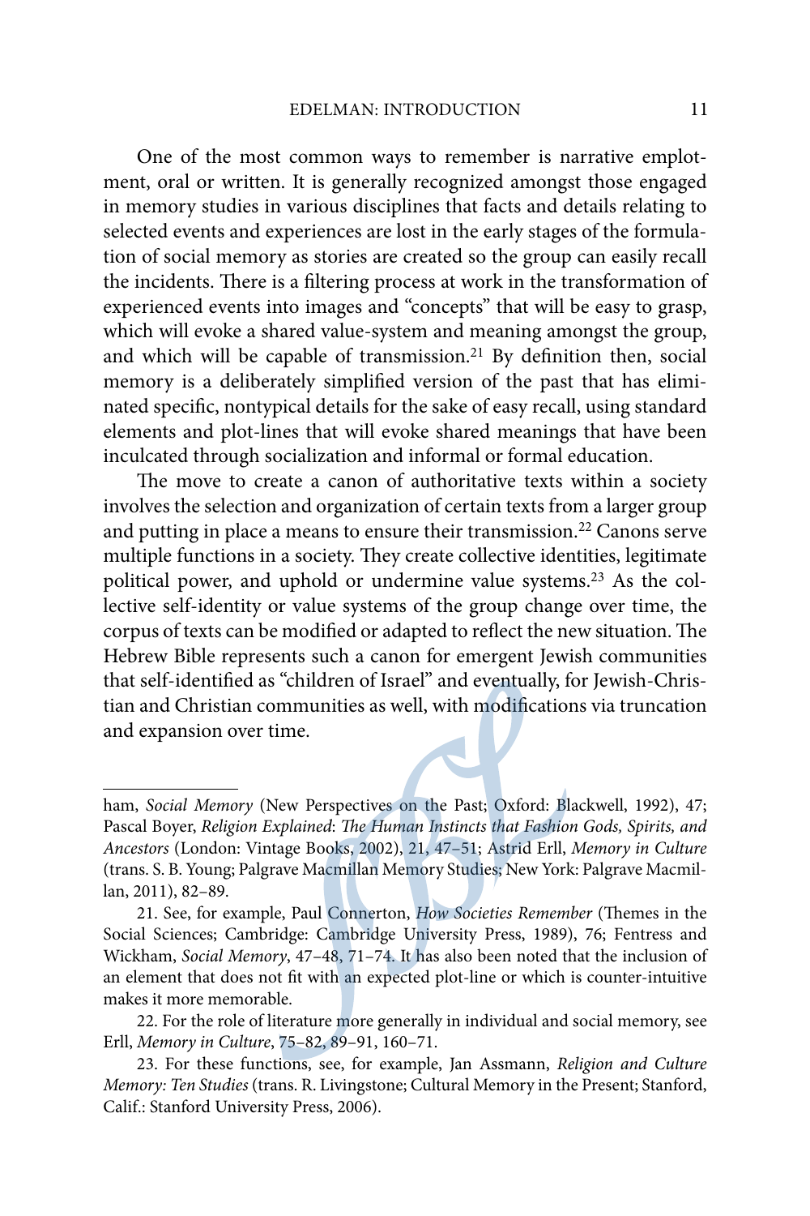One of the most common ways to remember is narrative emplotment, oral or written. It is generally recognized amongst those engaged in memory studies in various disciplines that facts and details relating to selected events and experiences are lost in the early stages of the formulation of social memory as stories are created so the group can easily recall the incidents. There is a filtering process at work in the transformation of experienced events into images and "concepts" that will be easy to grasp, which will evoke a shared value-system and meaning amongst the group, and which will be capable of transmission.[21] By definition then, social memory is a deliberately simplified version of the past that has eliminated specific, nontypical details for the sake of easy recall, using standard elements and plot-lines that will evoke shared meanings that have been inculcated through socialization and informal or formal education.

The move to create a canon of authoritative texts within a society involves the selection and organization of certain texts from a larger group and putting in place a means to ensure their transmission.[22] Canons serve multiple functions in a society. They create collective identities, legitimate political power, and uphold or undermine value systems.[23] As the collective self-identity or value systems of the group change over time, the corpus of texts can be modified or adapted to reflect the new situation. The Hebrew Bible represents such a canon for emergent Jewish communities that self-identified as "children of Israel" and eventually, for Jewish-Christian and Christian communities as well, with modifications via truncation and expansion over time.

---

ham, *Social Memory* (New Perspectives on the Past; Oxford: Blackwell, 1992), 47; Pascal Boyer, *Religion Explained*: *The Human Instincts that Fashion Gods, Spirits, and Ancestors* (London: Vintage Books, 2002), 21, 47–51; Astrid Erll, *Memory in Culture* (trans. S. B. Young; Palgrave Macmillan Memory Studies; New York: Palgrave Macmillan, 2011), 82–89.

21. See, for example, Paul Connerton, *How Societies Remember* (Themes in the Social Sciences; Cambridge: Cambridge University Press, 1989), 76; Fentress and Wickham, *Social Memory*, 47–48, 71–74. It has also been noted that the inclusion of an element that does not fit with an expected plot-line or which is counter-intuitive makes it more memorable.

22. For the role of literature more generally in individual and social memory, see Erll, *Memory in Culture*, 75–82, 89–91, 160–71.

23. For these functions, see, for example, Jan Assmann, *Religion and Culture Memory: Ten Studies* (trans. R. Livingstone; Cultural Memory in the Present; Stanford, Calif.: Stanford University Press, 2006).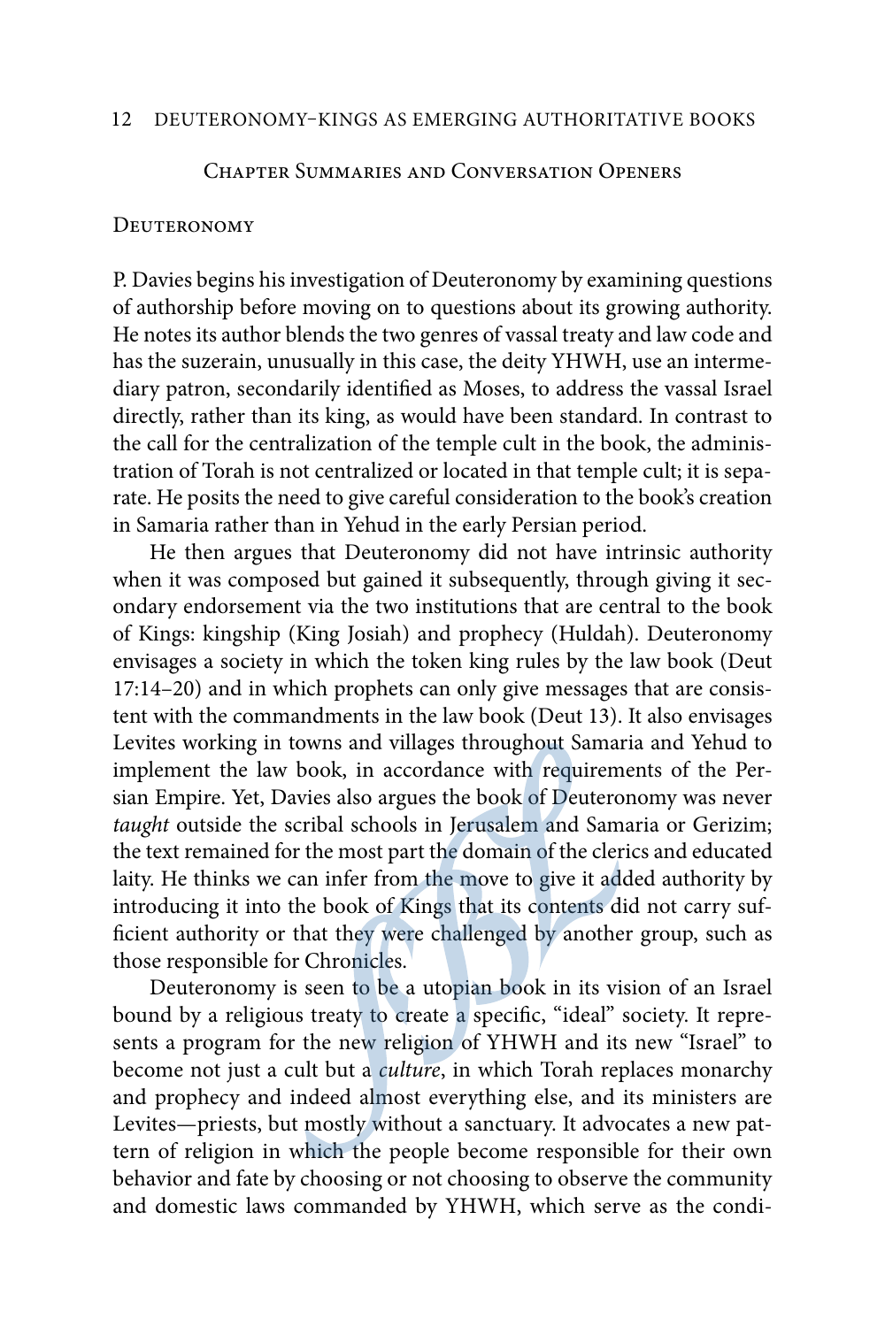## Chapter Summaries and Conversation Openers

### Deuteronomy

P. Davies begins his investigation of Deuteronomy by examining questions of authorship before moving on to questions about its growing authority. He notes its author blends the two genres of vassal treaty and law code and has the suzerain, unusually in this case, the deity YHWH, use an intermediary patron, secondarily identified as Moses, to address the vassal Israel directly, rather than its king, as would have been standard. In contrast to the call for the centralization of the temple cult in the book, the administration of Torah is not centralized or located in that temple cult; it is separate. He posits the need to give careful consideration to the book's creation in Samaria rather than in Yehud in the early Persian period.

He then argues that Deuteronomy did not have intrinsic authority when it was composed but gained it subsequently, through giving it secondary endorsement via the two institutions that are central to the book of Kings: kingship (King Josiah) and prophecy (Huldah). Deuteronomy envisages a society in which the token king rules by the law book (Deut 17:14–20) and in which prophets can only give messages that are consistent with the commandments in the law book (Deut 13). It also envisages Levites working in towns and villages throughout Samaria and Yehud to implement the law book, in accordance with requirements of the Persian Empire. Yet, Davies also argues the book of Deuteronomy was never *taught* outside the scribal schools in Jerusalem and Samaria or Gerizim; the text remained for the most part the domain of the clerics and educated laity. He thinks we can infer from the move to give it added authority by introducing it into the book of Kings that its contents did not carry sufficient authority or that they were challenged by another group, such as those responsible for Chronicles.

Deuteronomy is seen to be a utopian book in its vision of an Israel bound by a religious treaty to create a specific, "ideal" society. It represents a program for the new religion of YHWH and its new "Israel" to become not just a cult but a *culture*, in which Torah replaces monarchy and prophecy and indeed almost everything else, and its ministers are Levites—priests, but mostly without a sanctuary. It advocates a new pattern of religion in which the people become responsible for their own behavior and fate by choosing or not choosing to observe the community and domestic laws commanded by YHWH, which serve as the condi-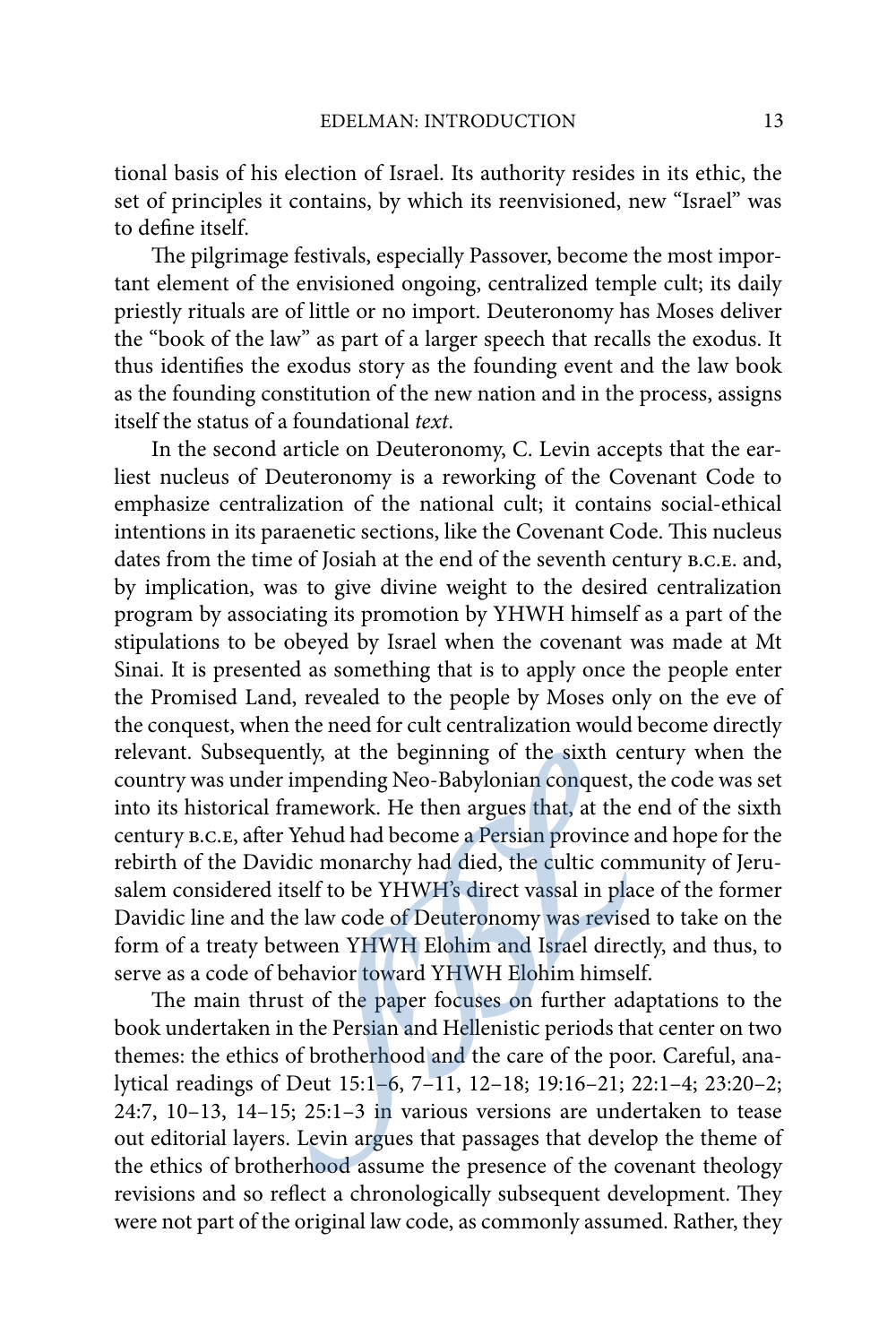tional basis of his election of Israel. Its authority resides in its ethic, the set of principles it contains, by which its reenvisioned, new "Israel" was to define itself.

The pilgrimage festivals, especially Passover, become the most important element of the envisioned ongoing, centralized temple cult; its daily priestly rituals are of little or no import. Deuteronomy has Moses deliver the "book of the law" as part of a larger speech that recalls the exodus. It thus identifies the exodus story as the founding event and the law book as the founding constitution of the new nation and in the process, assigns itself the status of a foundational *text*.

In the second article on Deuteronomy, C. Levin accepts that the earliest nucleus of Deuteronomy is a reworking of the Covenant Code to emphasize centralization of the national cult; it contains social-ethical intentions in its paraenetic sections, like the Covenant Code. This nucleus dates from the time of Josiah at the end of the seventh century B.C.E. and, by implication, was to give divine weight to the desired centralization program by associating its promotion by YHWH himself as a part of the stipulations to be obeyed by Israel when the covenant was made at Mt Sinai. It is presented as something that is to apply once the people enter the Promised Land, revealed to the people by Moses only on the eve of the conquest, when the need for cult centralization would become directly relevant. Subsequently, at the beginning of the sixth century when the country was under impending Neo-Babylonian conquest, the code was set into its historical framework. He then argues that, at the end of the sixth century B.C.E, after Yehud had become a Persian province and hope for the rebirth of the Davidic monarchy had died, the cultic community of Jerusalem considered itself to be YHWH's direct vassal in place of the former Davidic line and the law code of Deuteronomy was revised to take on the form of a treaty between YHWH Elohim and Israel directly, and thus, to serve as a code of behavior toward YHWH Elohim himself.

The main thrust of the paper focuses on further adaptations to the book undertaken in the Persian and Hellenistic periods that center on two themes: the ethics of brotherhood and the care of the poor. Careful, analytical readings of Deut 15:1–6, 7–11, 12–18; 19:16–21; 22:1–4; 23:20–2; 24:7, 10–13, 14–15; 25:1–3 in various versions are undertaken to tease out editorial layers. Levin argues that passages that develop the theme of the ethics of brotherhood assume the presence of the covenant theology revisions and so reflect a chronologically subsequent development. They were not part of the original law code, as commonly assumed. Rather, they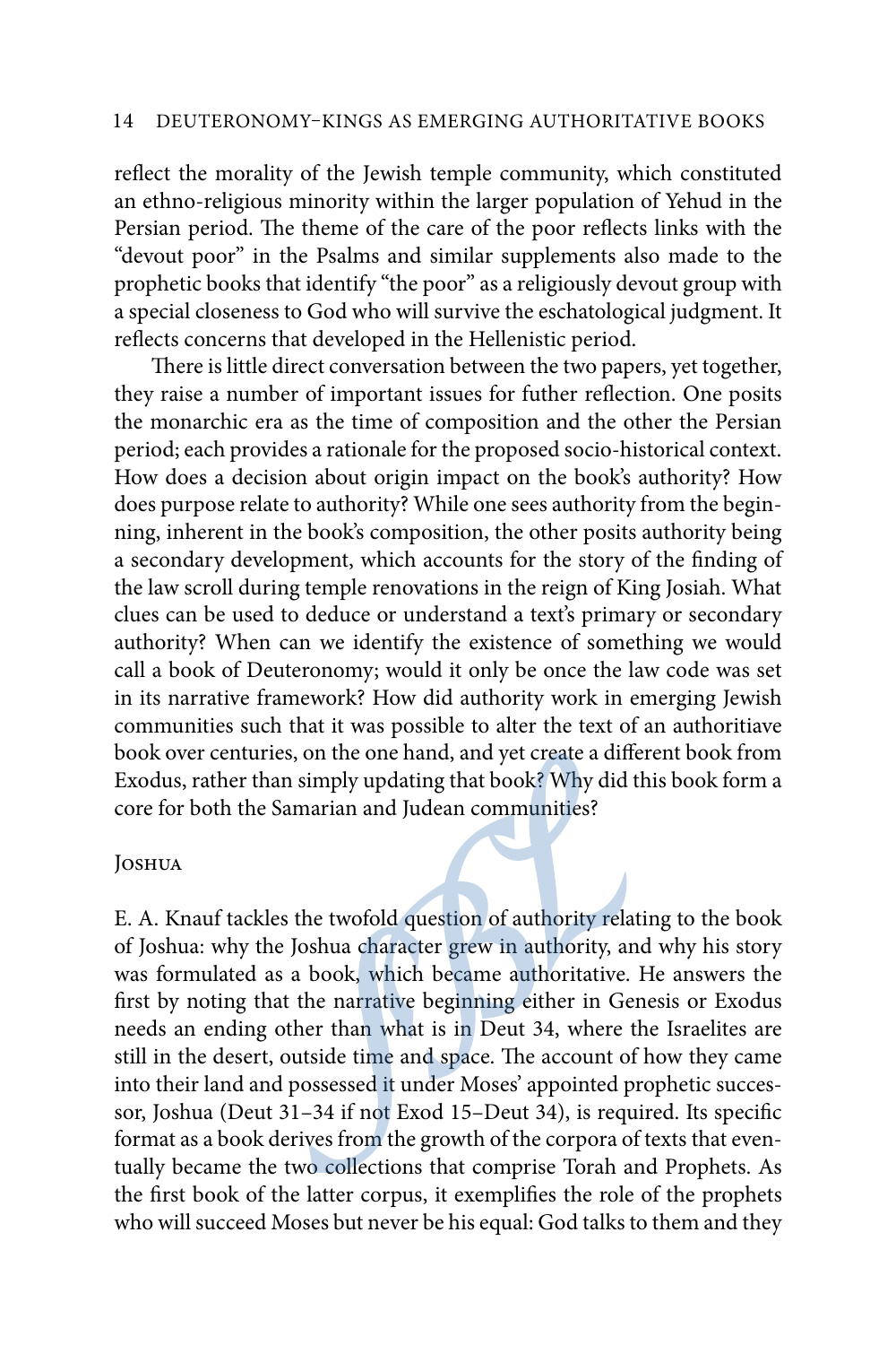reflect the morality of the Jewish temple community, which constituted an ethno-religious minority within the larger population of Yehud in the Persian period. The theme of the care of the poor reflects links with the "devout poor" in the Psalms and similar supplements also made to the prophetic books that identify "the poor" as a religiously devout group with a special closeness to God who will survive the eschatological judgment. It reflects concerns that developed in the Hellenistic period.

There is little direct conversation between the two papers, yet together, they raise a number of important issues for futher reflection. One posits the monarchic era as the time of composition and the other the Persian period; each provides a rationale for the proposed socio-historical context. How does a decision about origin impact on the book's authority? How does purpose relate to authority? While one sees authority from the beginning, inherent in the book's composition, the other posits authority being a secondary development, which accounts for the story of the finding of the law scroll during temple renovations in the reign of King Josiah. What clues can be used to deduce or understand a text's primary or secondary authority? When can we identify the existence of something we would call a book of Deuteronomy; would it only be once the law code was set in its narrative framework? How did authority work in emerging Jewish communities such that it was possible to alter the text of an authoritiave book over centuries, on the one hand, and yet create a different book from Exodus, rather than simply updating that book? Why did this book form a core for both the Samarian and Judean communities?

## Joshua

E. A. Knauf tackles the twofold question of authority relating to the book of Joshua: why the Joshua character grew in authority, and why his story was formulated as a book, which became authoritative. He answers the first by noting that the narrative beginning either in Genesis or Exodus needs an ending other than what is in Deut 34, where the Israelites are still in the desert, outside time and space. The account of how they came into their land and possessed it under Moses' appointed prophetic successor, Joshua (Deut 31–34 if not Exod 15–Deut 34), is required. Its specific format as a book derives from the growth of the corpora of texts that eventually became the two collections that comprise Torah and Prophets. As the first book of the latter corpus, it exemplifies the role of the prophets who will succeed Moses but never be his equal: God talks to them and they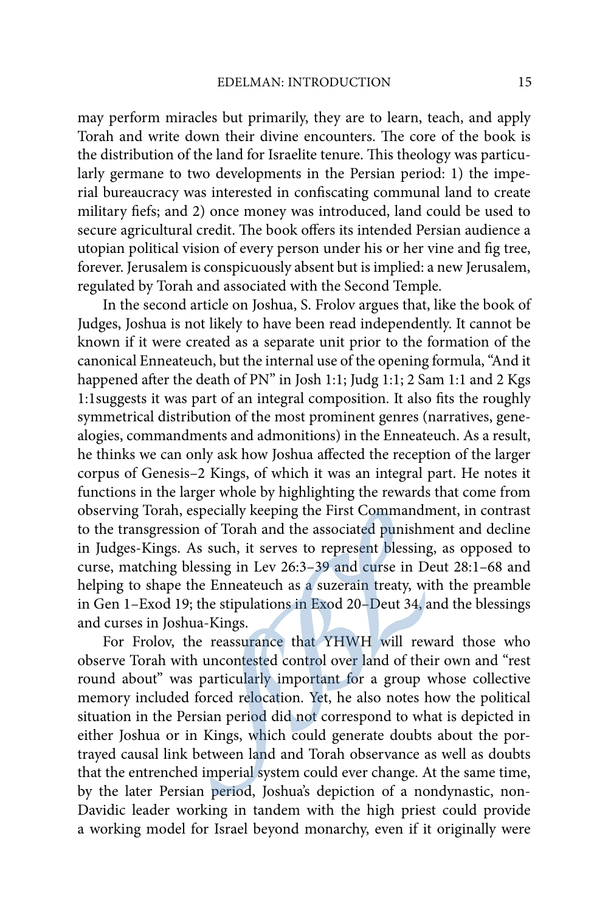may perform miracles but primarily, they are to learn, teach, and apply Torah and write down their divine encounters. The core of the book is the distribution of the land for Israelite tenure. This theology was particularly germane to two developments in the Persian period: 1) the imperial bureaucracy was interested in confiscating communal land to create military fiefs; and 2) once money was introduced, land could be used to secure agricultural credit. The book offers its intended Persian audience a utopian political vision of every person under his or her vine and fig tree, forever. Jerusalem is conspicuously absent but is implied: a new Jerusalem, regulated by Torah and associated with the Second Temple.

In the second article on Joshua, S. Frolov argues that, like the book of Judges, Joshua is not likely to have been read independently. It cannot be known if it were created as a separate unit prior to the formation of the canonical Enneateuch, but the internal use of the opening formula, "And it happened after the death of PN" in Josh 1:1; Judg 1:1; 2 Sam 1:1 and 2 Kgs 1:1suggests it was part of an integral composition. It also fits the roughly symmetrical distribution of the most prominent genres (narratives, genealogies, commandments and admonitions) in the Enneateuch. As a result, he thinks we can only ask how Joshua affected the reception of the larger corpus of Genesis–2 Kings, of which it was an integral part. He notes it functions in the larger whole by highlighting the rewards that come from observing Torah, especially keeping the First Commandment, in contrast to the transgression of Torah and the associated punishment and decline in Judges-Kings. As such, it serves to represent blessing, as opposed to curse, matching blessing in Lev 26:3–39 and curse in Deut 28:1–68 and helping to shape the Enneateuch as a suzerain treaty, with the preamble in Gen 1–Exod 19; the stipulations in Exod 20–Deut 34, and the blessings and curses in Joshua-Kings.

For Frolov, the reassurance that YHWH will reward those who observe Torah with uncontested control over land of their own and "rest round about" was particularly important for a group whose collective memory included forced relocation. Yet, he also notes how the political situation in the Persian period did not correspond to what is depicted in either Joshua or in Kings, which could generate doubts about the portrayed causal link between land and Torah observance as well as doubts that the entrenched imperial system could ever change. At the same time, by the later Persian period, Joshua's depiction of a nondynastic, non-Davidic leader working in tandem with the high priest could provide a working model for Israel beyond monarchy, even if it originally were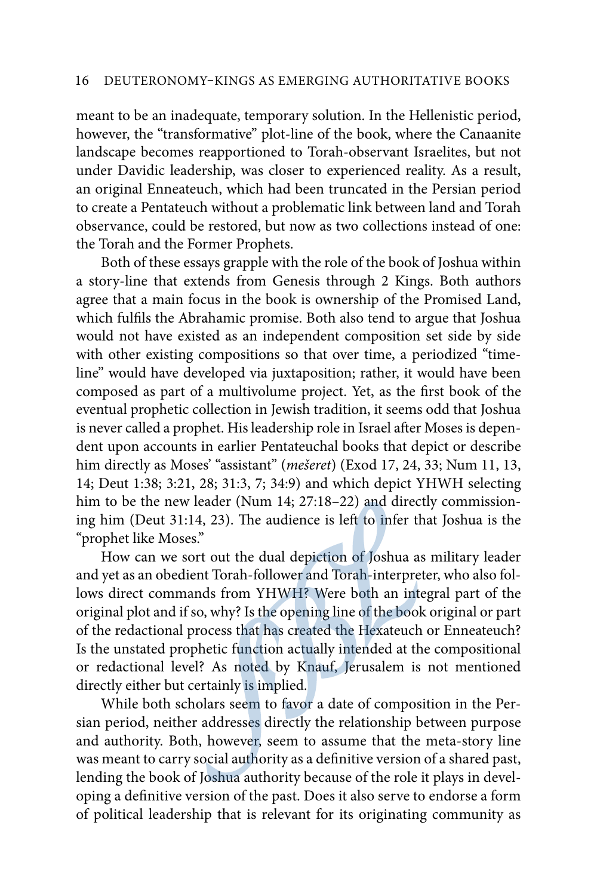meant to be an inadequate, temporary solution. In the Hellenistic period, however, the "transformative" plot-line of the book, where the Canaanite landscape becomes reapportioned to Torah-observant Israelites, but not under Davidic leadership, was closer to experienced reality. As a result, an original Enneateuch, which had been truncated in the Persian period to create a Pentateuch without a problematic link between land and Torah observance, could be restored, but now as two collections instead of one: the Torah and the Former Prophets.

Both of these essays grapple with the role of the book of Joshua within a story-line that extends from Genesis through 2 Kings. Both authors agree that a main focus in the book is ownership of the Promised Land, which fulfils the Abrahamic promise. Both also tend to argue that Joshua would not have existed as an independent composition set side by side with other existing compositions so that over time, a periodized "time-line" would have developed via juxtaposition; rather, it would have been composed as part of a multivolume project. Yet, as the first book of the eventual prophetic collection in Jewish tradition, it seems odd that Joshua is never called a prophet. His leadership role in Israel after Moses is dependent upon accounts in earlier Pentateuchal books that depict or describe him directly as Moses' "assistant" (*mešeret*) (Exod 17, 24, 33; Num 11, 13, 14; Deut 1:38; 3:21, 28; 31:3, 7; 34:9) and which depict YHWH selecting him to be the new leader (Num 14; 27:18–22) and directly commissioning him (Deut 31:14, 23). The audience is left to infer that Joshua is the "prophet like Moses."

How can we sort out the dual depiction of Joshua as military leader and yet as an obedient Torah-follower and Torah-interpreter, who also follows direct commands from YHWH? Were both an integral part of the original plot and if so, why? Is the opening line of the book original or part of the redactional process that has created the Hexateuch or Enneateuch? Is the unstated prophetic function actually intended at the compositional or redactional level? As noted by Knauf, Jerusalem is not mentioned directly either but certainly is implied.

While both scholars seem to favor a date of composition in the Persian period, neither addresses directly the relationship between purpose and authority. Both, however, seem to assume that the meta-story line was meant to carry social authority as a definitive version of a shared past, lending the book of Joshua authority because of the role it plays in developing a definitive version of the past. Does it also serve to endorse a form of political leadership that is relevant for its originating community as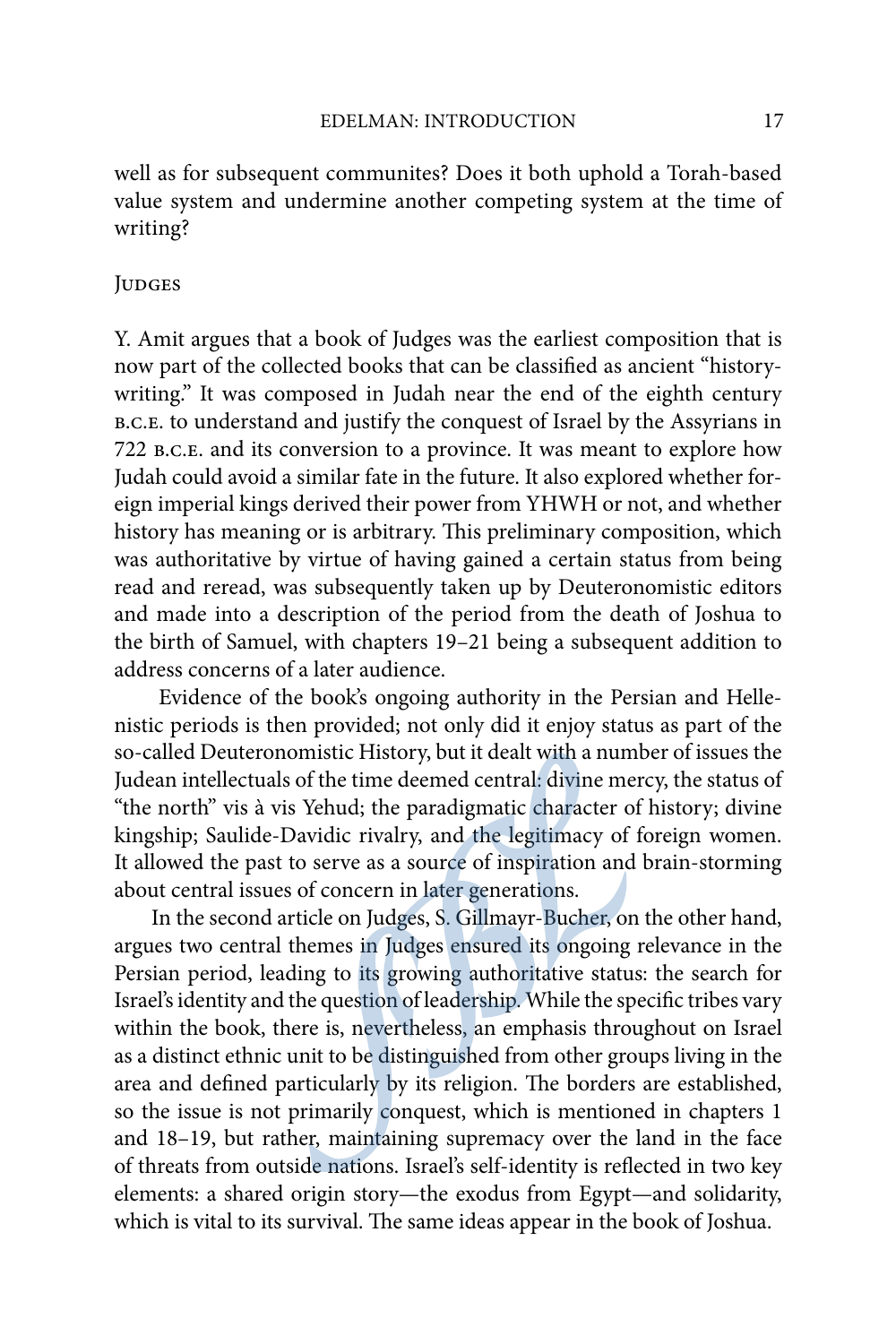well as for subsequent communites? Does it both uphold a Torah-based value system and undermine another competing system at the time of writing?

## Judges

Y. Amit argues that a book of Judges was the earliest composition that is now part of the collected books that can be classified as ancient "history-writing." It was composed in Judah near the end of the eighth century B.C.E. to understand and justify the conquest of Israel by the Assyrians in 722 B.C.E. and its conversion to a province. It was meant to explore how Judah could avoid a similar fate in the future. It also explored whether foreign imperial kings derived their power from YHWH or not, and whether history has meaning or is arbitrary. This preliminary composition, which was authoritative by virtue of having gained a certain status from being read and reread, was subsequently taken up by Deuteronomistic editors and made into a description of the period from the death of Joshua to the birth of Samuel, with chapters 19–21 being a subsequent addition to address concerns of a later audience.

Evidence of the book's ongoing authority in the Persian and Hellenistic periods is then provided; not only did it enjoy status as part of the so-called Deuteronomistic History, but it dealt with a number of issues the Judean intellectuals of the time deemed central: divine mercy, the status of "the north" vis à vis Yehud; the paradigmatic character of history; divine kingship; Saulide-Davidic rivalry, and the legitimacy of foreign women. It allowed the past to serve as a source of inspiration and brain-storming about central issues of concern in later generations.

In the second article on Judges, S. Gillmayr-Bucher, on the other hand, argues two central themes in Judges ensured its ongoing relevance in the Persian period, leading to its growing authoritative status: the search for Israel's identity and the question of leadership. While the specific tribes vary within the book, there is, nevertheless, an emphasis throughout on Israel as a distinct ethnic unit to be distinguished from other groups living in the area and defined particularly by its religion. The borders are established, so the issue is not primarily conquest, which is mentioned in chapters 1 and 18–19, but rather, maintaining supremacy over the land in the face of threats from outside nations. Israel's self-identity is reflected in two key elements: a shared origin story—the exodus from Egypt—and solidarity, which is vital to its survival. The same ideas appear in the book of Joshua.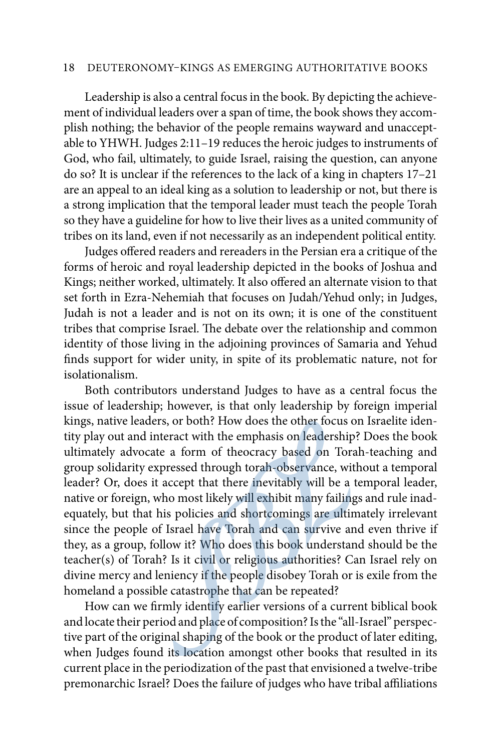Leadership is also a central focus in the book. By depicting the achievement of individual leaders over a span of time, the book shows they accomplish nothing; the behavior of the people remains wayward and unacceptable to YHWH. Judges 2:11–19 reduces the heroic judges to instruments of God, who fail, ultimately, to guide Israel, raising the question, can anyone do so? It is unclear if the references to the lack of a king in chapters 17–21 are an appeal to an ideal king as a solution to leadership or not, but there is a strong implication that the temporal leader must teach the people Torah so they have a guideline for how to live their lives as a united community of tribes on its land, even if not necessarily as an independent political entity.

Judges offered readers and rereaders in the Persian era a critique of the forms of heroic and royal leadership depicted in the books of Joshua and Kings; neither worked, ultimately. It also offered an alternate vision to that set forth in Ezra-Nehemiah that focuses on Judah/Yehud only; in Judges, Judah is not a leader and is not on its own; it is one of the constituent tribes that comprise Israel. The debate over the relationship and common identity of those living in the adjoining provinces of Samaria and Yehud finds support for wider unity, in spite of its problematic nature, not for isolationalism.

Both contributors understand Judges to have as a central focus the issue of leadership; however, is that only leadership by foreign imperial kings, native leaders, or both? How does the other focus on Israelite identity play out and interact with the emphasis on leadership? Does the book ultimately advocate a form of theocracy based on Torah-teaching and group solidarity expressed through torah-observance, without a temporal leader? Or, does it accept that there inevitably will be a temporal leader, native or foreign, who most likely will exhibit many failings and rule inadequately, but that his policies and shortcomings are ultimately irrelevant since the people of Israel have Torah and can survive and even thrive if they, as a group, follow it? Who does this book understand should be the teacher(s) of Torah? Is it civil or religious authorities? Can Israel rely on divine mercy and leniency if the people disobey Torah or is exile from the homeland a possible catastrophe that can be repeated?

How can we firmly identify earlier versions of a current biblical book and locate their period and place of composition? Is the "all-Israel" perspective part of the original shaping of the book or the product of later editing, when Judges found its location amongst other books that resulted in its current place in the periodization of the past that envisioned a twelve-tribe premonarchic Israel? Does the failure of judges who have tribal affiliations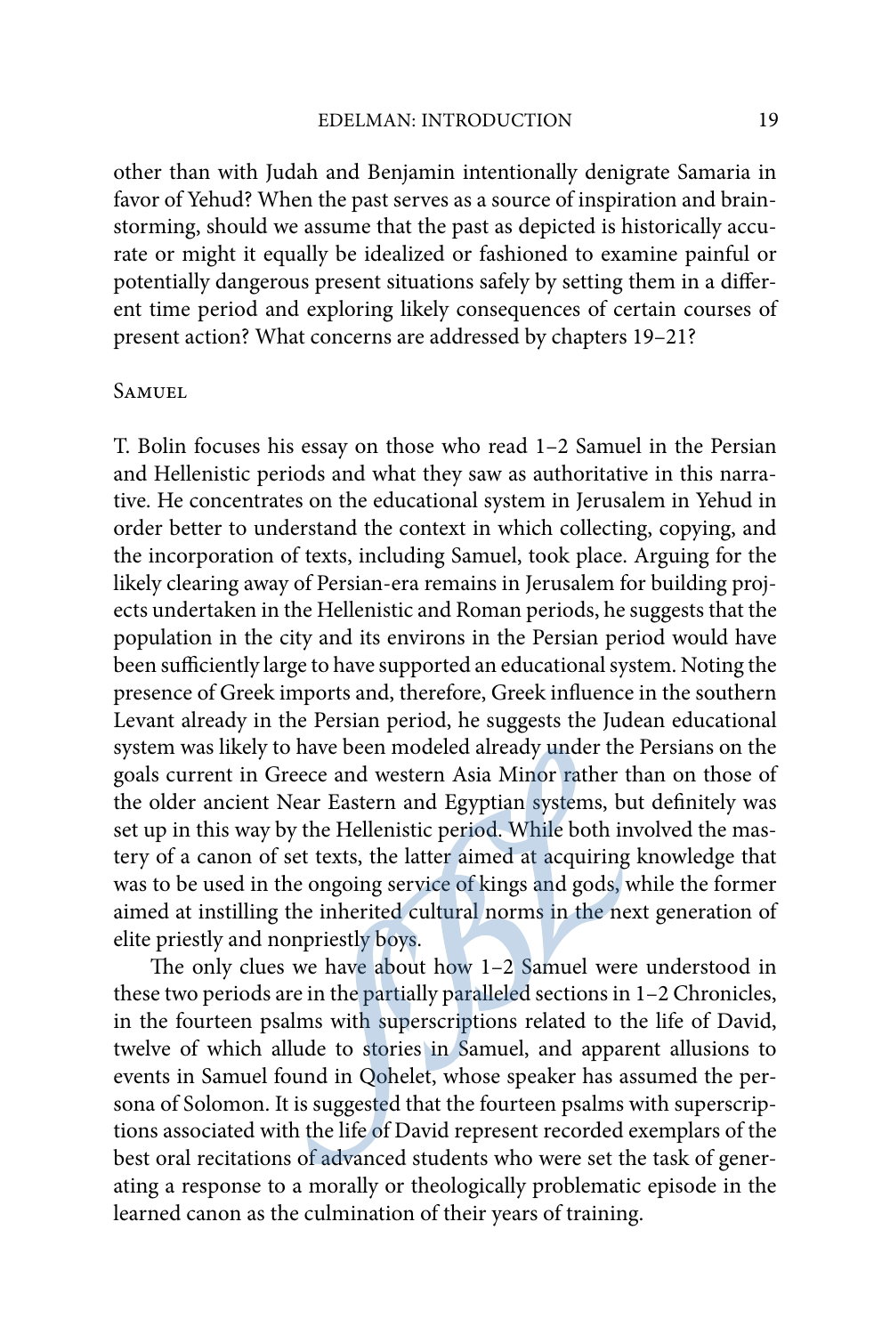other than with Judah and Benjamin intentionally denigrate Samaria in favor of Yehud? When the past serves as a source of inspiration and brainstorming, should we assume that the past as depicted is historically accurate or might it equally be idealized or fashioned to examine painful or potentially dangerous present situations safely by setting them in a different time period and exploring likely consequences of certain courses of present action? What concerns are addressed by chapters 19–21?

## Samuel

T. Bolin focuses his essay on those who read 1–2 Samuel in the Persian and Hellenistic periods and what they saw as authoritative in this narrative. He concentrates on the educational system in Jerusalem in Yehud in order better to understand the context in which collecting, copying, and the incorporation of texts, including Samuel, took place. Arguing for the likely clearing away of Persian-era remains in Jerusalem for building projects undertaken in the Hellenistic and Roman periods, he suggests that the population in the city and its environs in the Persian period would have been sufficiently large to have supported an educational system. Noting the presence of Greek imports and, therefore, Greek influence in the southern Levant already in the Persian period, he suggests the Judean educational system was likely to have been modeled already under the Persians on the goals current in Greece and western Asia Minor rather than on those of the older ancient Near Eastern and Egyptian systems, but definitely was set up in this way by the Hellenistic period. While both involved the mastery of a canon of set texts, the latter aimed at acquiring knowledge that was to be used in the ongoing service of kings and gods, while the former aimed at instilling the inherited cultural norms in the next generation of elite priestly and nonpriestly boys.

The only clues we have about how 1–2 Samuel were understood in these two periods are in the partially paralleled sections in 1–2 Chronicles, in the fourteen psalms with superscriptions related to the life of David, twelve of which allude to stories in Samuel, and apparent allusions to events in Samuel found in Qohelet, whose speaker has assumed the persona of Solomon. It is suggested that the fourteen psalms with superscriptions associated with the life of David represent recorded exemplars of the best oral recitations of advanced students who were set the task of generating a response to a morally or theologically problematic episode in the learned canon as the culmination of their years of training.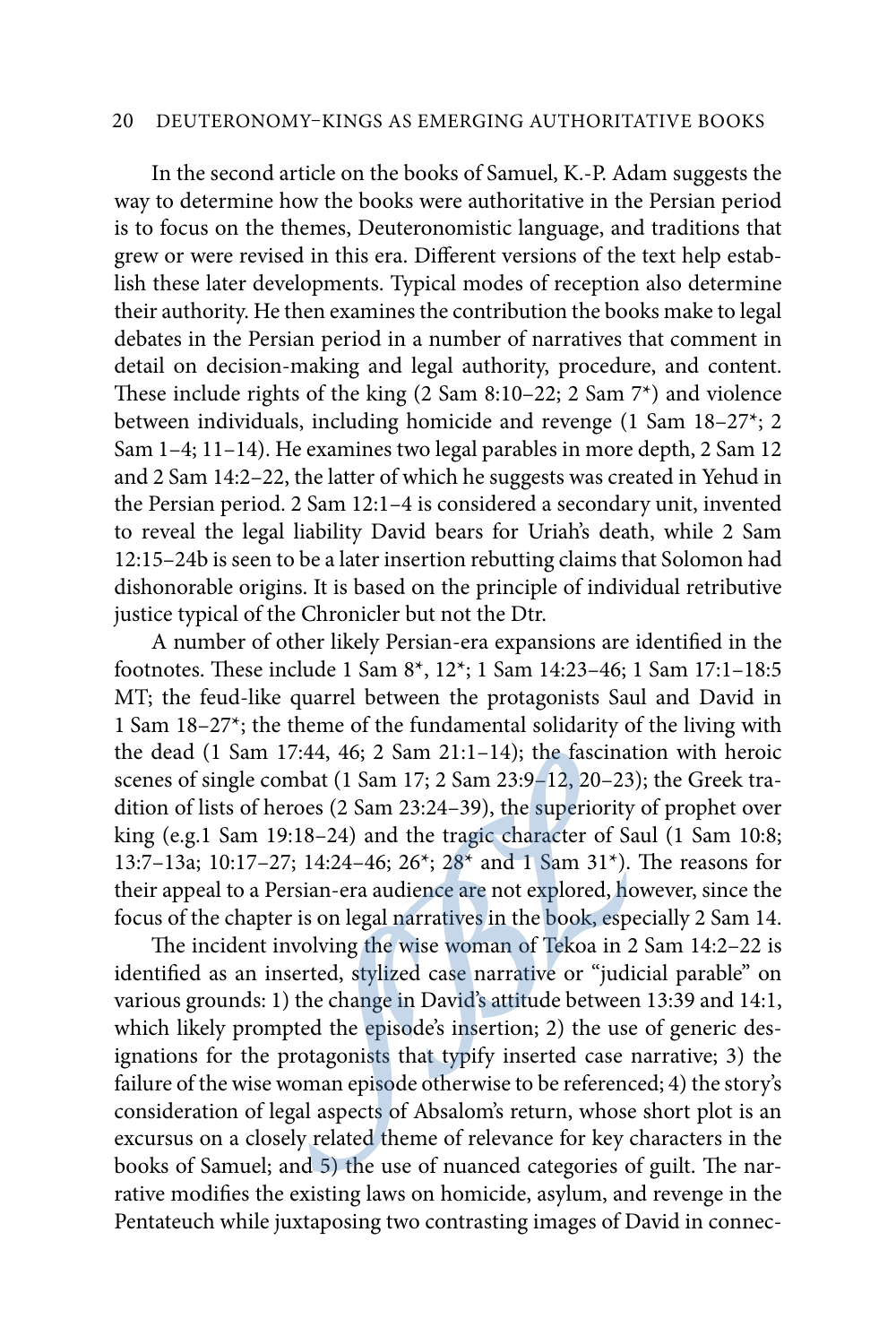In the second article on the books of Samuel, K.-P. Adam suggests the way to determine how the books were authoritative in the Persian period is to focus on the themes, Deuteronomistic language, and traditions that grew or were revised in this era. Different versions of the text help establish these later developments. Typical modes of reception also determine their authority. He then examines the contribution the books make to legal debates in the Persian period in a number of narratives that comment in detail on decision-making and legal authority, procedure, and content. These include rights of the king (2 Sam 8:10–22; 2 Sam 7*) and violence between individuals, including homicide and revenge (1 Sam 18–27*; 2 Sam 1–4; 11–14). He examines two legal parables in more depth, 2 Sam 12 and 2 Sam 14:2–22, the latter of which he suggests was created in Yehud in the Persian period. 2 Sam 12:1–4 is considered a secondary unit, invented to reveal the legal liability David bears for Uriah's death, while 2 Sam 12:15–24b is seen to be a later insertion rebutting claims that Solomon had dishonorable origins. It is based on the principle of individual retributive justice typical of the Chronicler but not the Dtr.

A number of other likely Persian-era expansions are identified in the footnotes. These include 1 Sam 8*, 12*; 1 Sam 14:23–46; 1 Sam 17:1–18:5 MT; the feud-like quarrel between the protagonists Saul and David in 1 Sam 18–27*; the theme of the fundamental solidarity of the living with the dead (1 Sam 17:44, 46; 2 Sam 21:1–14); the fascination with heroic scenes of single combat (1 Sam 17; 2 Sam 23:9–12, 20–23); the Greek tradition of lists of heroes (2 Sam 23:24–39), the superiority of prophet over king (e.g.1 Sam 19:18–24) and the tragic character of Saul (1 Sam 10:8; 13:7–13a; 10:17–27; 14:24–46; 26*; 28* and 1 Sam 31*). The reasons for their appeal to a Persian-era audience are not explored, however, since the focus of the chapter is on legal narratives in the book, especially 2 Sam 14.

The incident involving the wise woman of Tekoa in 2 Sam 14:2–22 is identified as an inserted, stylized case narrative or "judicial parable" on various grounds: 1) the change in David's attitude between 13:39 and 14:1, which likely prompted the episode's insertion; 2) the use of generic designations for the protagonists that typify inserted case narrative; 3) the failure of the wise woman episode otherwise to be referenced; 4) the story's consideration of legal aspects of Absalom's return, whose short plot is an excursus on a closely related theme of relevance for key characters in the books of Samuel; and 5) the use of nuanced categories of guilt. The narrative modifies the existing laws on homicide, asylum, and revenge in the Pentateuch while juxtaposing two contrasting images of David in connec-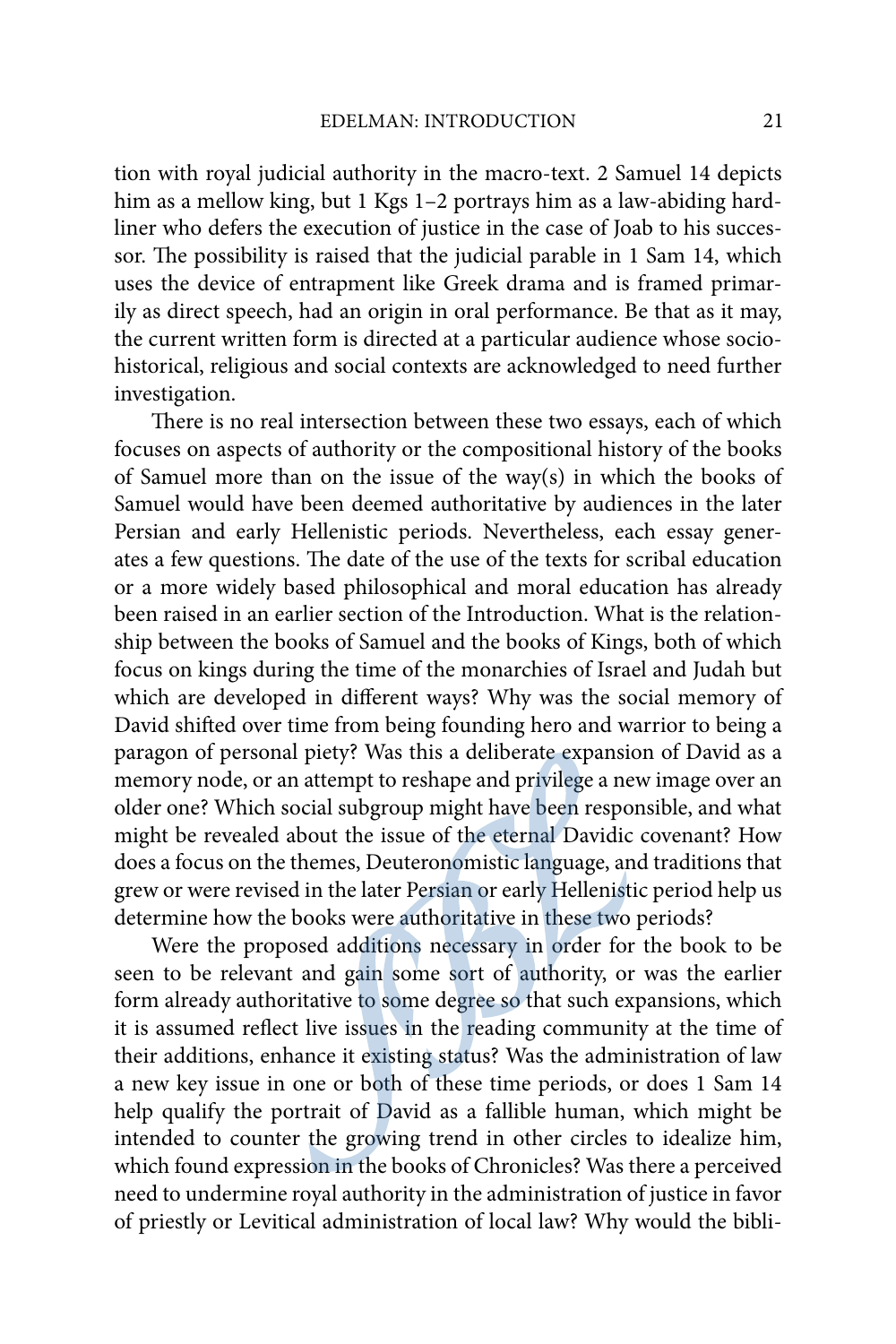tion with royal judicial authority in the macro-text. 2 Samuel 14 depicts him as a mellow king, but 1 Kgs 1–2 portrays him as a law-abiding hardliner who defers the execution of justice in the case of Joab to his successor. The possibility is raised that the judicial parable in 1 Sam 14, which uses the device of entrapment like Greek drama and is framed primarily as direct speech, had an origin in oral performance. Be that as it may, the current written form is directed at a particular audience whose socio-historical, religious and social contexts are acknowledged to need further investigation.

There is no real intersection between these two essays, each of which focuses on aspects of authority or the compositional history of the books of Samuel more than on the issue of the way(s) in which the books of Samuel would have been deemed authoritative by audiences in the later Persian and early Hellenistic periods. Nevertheless, each essay generates a few questions. The date of the use of the texts for scribal education or a more widely based philosophical and moral education has already been raised in an earlier section of the Introduction. What is the relationship between the books of Samuel and the books of Kings, both of which focus on kings during the time of the monarchies of Israel and Judah but which are developed in different ways? Why was the social memory of David shifted over time from being founding hero and warrior to being a paragon of personal piety? Was this a deliberate expansion of David as a memory node, or an attempt to reshape and privilege a new image over an older one? Which social subgroup might have been responsible, and what might be revealed about the issue of the eternal Davidic covenant? How does a focus on the themes, Deuteronomistic language, and traditions that grew or were revised in the later Persian or early Hellenistic period help us determine how the books were authoritative in these two periods?

Were the proposed additions necessary in order for the book to be seen to be relevant and gain some sort of authority, or was the earlier form already authoritative to some degree so that such expansions, which it is assumed reflect live issues in the reading community at the time of their additions, enhance it existing status? Was the administration of law a new key issue in one or both of these time periods, or does 1 Sam 14 help qualify the portrait of David as a fallible human, which might be intended to counter the growing trend in other circles to idealize him, which found expression in the books of Chronicles? Was there a perceived need to undermine royal authority in the administration of justice in favor of priestly or Levitical administration of local law? Why would the bibli-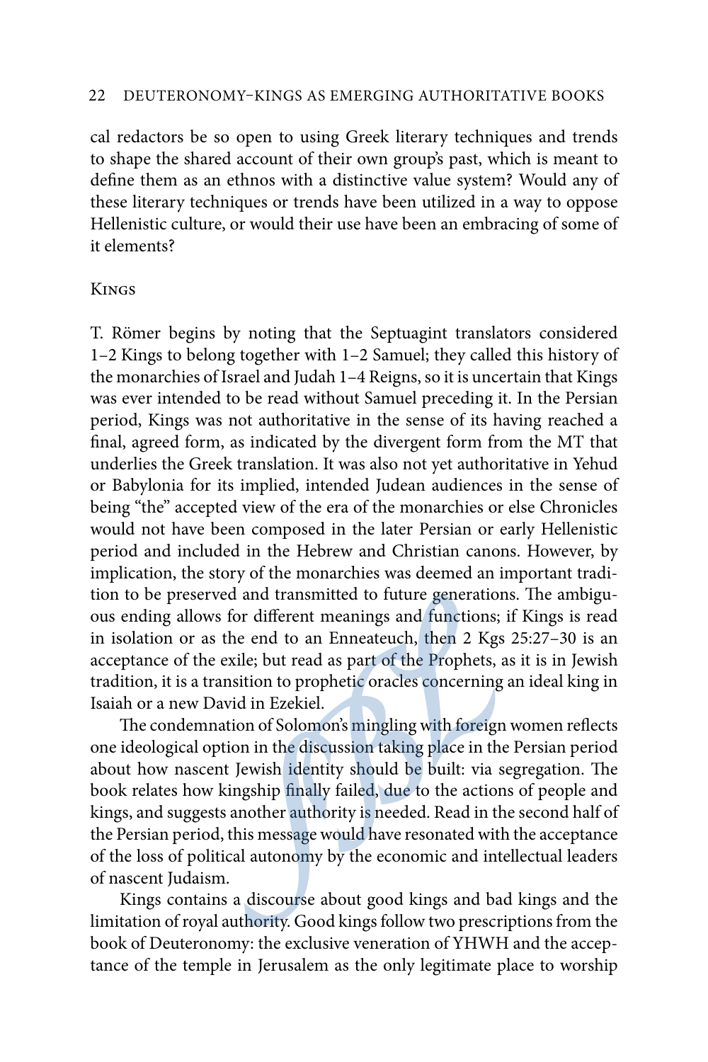cal redactors be so open to using Greek literary techniques and trends to shape the shared account of their own group's past, which is meant to define them as an ethnos with a distinctive value system? Would any of these literary techniques or trends have been utilized in a way to oppose Hellenistic culture, or would their use have been an embracing of some of it elements?

## Kings

T. Römer begins by noting that the Septuagint translators considered 1–2 Kings to belong together with 1–2 Samuel; they called this history of the monarchies of Israel and Judah 1–4 Reigns, so it is uncertain that Kings was ever intended to be read without Samuel preceding it. In the Persian period, Kings was not authoritative in the sense of its having reached a final, agreed form, as indicated by the divergent form from the MT that underlies the Greek translation. It was also not yet authoritative in Yehud or Babylonia for its implied, intended Judean audiences in the sense of being "the" accepted view of the era of the monarchies or else Chronicles would not have been composed in the later Persian or early Hellenistic period and included in the Hebrew and Christian canons. However, by implication, the story of the monarchies was deemed an important tradition to be preserved and transmitted to future generations. The ambiguous ending allows for different meanings and functions; if Kings is read in isolation or as the end to an Enneateuch, then 2 Kgs 25:27–30 is an acceptance of the exile; but read as part of the Prophets, as it is in Jewish tradition, it is a transition to prophetic oracles concerning an ideal king in Isaiah or a new David in Ezekiel.

The condemnation of Solomon's mingling with foreign women reflects one ideological option in the discussion taking place in the Persian period about how nascent Jewish identity should be built: via segregation. The book relates how kingship finally failed, due to the actions of people and kings, and suggests another authority is needed. Read in the second half of the Persian period, this message would have resonated with the acceptance of the loss of political autonomy by the economic and intellectual leaders of nascent Judaism.

Kings contains a discourse about good kings and bad kings and the limitation of royal authority. Good kings follow two prescriptions from the book of Deuteronomy: the exclusive veneration of YHWH and the acceptance of the temple in Jerusalem as the only legitimate place to worship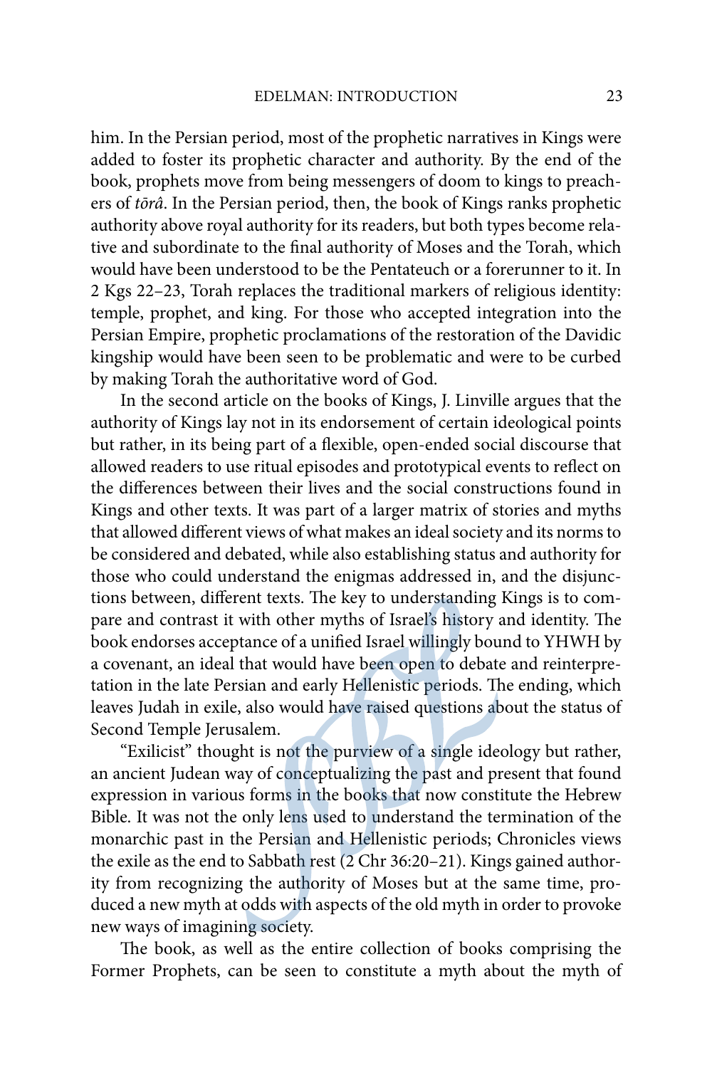him. In the Persian period, most of the prophetic narratives in Kings were added to foster its prophetic character and authority. By the end of the book, prophets move from being messengers of doom to kings to preachers of *tōrâ*. In the Persian period, then, the book of Kings ranks prophetic authority above royal authority for its readers, but both types become relative and subordinate to the final authority of Moses and the Torah, which would have been understood to be the Pentateuch or a forerunner to it. In 2 Kgs 22–23, Torah replaces the traditional markers of religious identity: temple, prophet, and king. For those who accepted integration into the Persian Empire, prophetic proclamations of the restoration of the Davidic kingship would have been seen to be problematic and were to be curbed by making Torah the authoritative word of God.

In the second article on the books of Kings, J. Linville argues that the authority of Kings lay not in its endorsement of certain ideological points but rather, in its being part of a flexible, open-ended social discourse that allowed readers to use ritual episodes and prototypical events to reflect on the differences between their lives and the social constructions found in Kings and other texts. It was part of a larger matrix of stories and myths that allowed different views of what makes an ideal society and its norms to be considered and debated, while also establishing status and authority for those who could understand the enigmas addressed in, and the disjunctions between, different texts. The key to understanding Kings is to compare and contrast it with other myths of Israel's history and identity. The book endorses acceptance of a unified Israel willingly bound to YHWH by a covenant, an ideal that would have been open to debate and reinterpretation in the late Persian and early Hellenistic periods. The ending, which leaves Judah in exile, also would have raised questions about the status of Second Temple Jerusalem.

"Exilicist" thought is not the purview of a single ideology but rather, an ancient Judean way of conceptualizing the past and present that found expression in various forms in the books that now constitute the Hebrew Bible. It was not the only lens used to understand the termination of the monarchic past in the Persian and Hellenistic periods; Chronicles views the exile as the end to Sabbath rest (2 Chr 36:20–21). Kings gained authority from recognizing the authority of Moses but at the same time, produced a new myth at odds with aspects of the old myth in order to provoke new ways of imagining society.

The book, as well as the entire collection of books comprising the Former Prophets, can be seen to constitute a myth about the myth of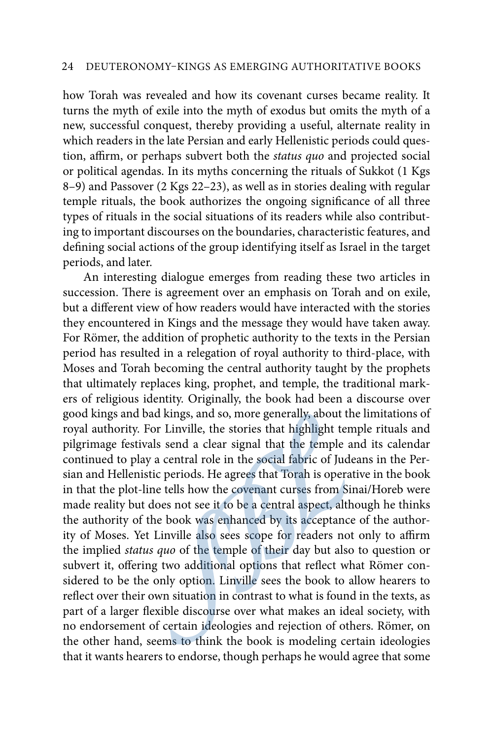how Torah was revealed and how its covenant curses became reality. It turns the myth of exile into the myth of exodus but omits the myth of a new, successful conquest, thereby providing a useful, alternate reality in which readers in the late Persian and early Hellenistic periods could question, affirm, or perhaps subvert both the *status quo* and projected social or political agendas. In its myths concerning the rituals of Sukkot (1 Kgs 8–9) and Passover (2 Kgs 22–23), as well as in stories dealing with regular temple rituals, the book authorizes the ongoing significance of all three types of rituals in the social situations of its readers while also contributing to important discourses on the boundaries, characteristic features, and defining social actions of the group identifying itself as Israel in the target periods, and later.

An interesting dialogue emerges from reading these two articles in succession. There is agreement over an emphasis on Torah and on exile, but a different view of how readers would have interacted with the stories they encountered in Kings and the message they would have taken away. For Römer, the addition of prophetic authority to the texts in the Persian period has resulted in a relegation of royal authority to third-place, with Moses and Torah becoming the central authority taught by the prophets that ultimately replaces king, prophet, and temple, the traditional markers of religious identity. Originally, the book had been a discourse over good kings and bad kings, and so, more generally, about the limitations of royal authority. For Linville, the stories that highlight temple rituals and pilgrimage festivals send a clear signal that the temple and its calendar continued to play a central role in the social fabric of Judeans in the Persian and Hellenistic periods. He agrees that Torah is operative in the book in that the plot-line tells how the covenant curses from Sinai/Horeb were made reality but does not see it to be a central aspect, although he thinks the authority of the book was enhanced by its acceptance of the authority of Moses. Yet Linville also sees scope for readers not only to affirm the implied *status quo* of the temple of their day but also to question or subvert it, offering two additional options that reflect what Römer considered to be the only option. Linville sees the book to allow hearers to reflect over their own situation in contrast to what is found in the texts, as part of a larger flexible discourse over what makes an ideal society, with no endorsement of certain ideologies and rejection of others. Römer, on the other hand, seems to think the book is modeling certain ideologies that it wants hearers to endorse, though perhaps he would agree that some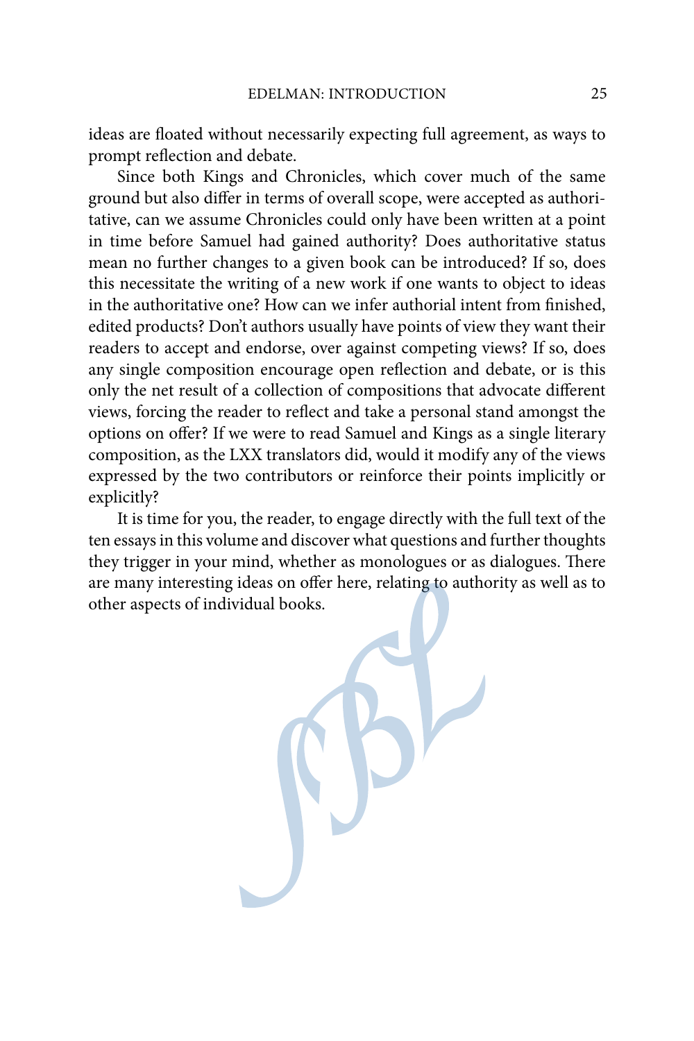ideas are floated without necessarily expecting full agreement, as ways to prompt reflection and debate.

Since both Kings and Chronicles, which cover much of the same ground but also differ in terms of overall scope, were accepted as authoritative, can we assume Chronicles could only have been written at a point in time before Samuel had gained authority? Does authoritative status mean no further changes to a given book can be introduced? If so, does this necessitate the writing of a new work if one wants to object to ideas in the authoritative one? How can we infer authorial intent from finished, edited products? Don't authors usually have points of view they want their readers to accept and endorse, over against competing views? If so, does any single composition encourage open reflection and debate, or is this only the net result of a collection of compositions that advocate different views, forcing the reader to reflect and take a personal stand amongst the options on offer? If we were to read Samuel and Kings as a single literary composition, as the LXX translators did, would it modify any of the views expressed by the two contributors or reinforce their points implicitly or explicitly?

It is time for you, the reader, to engage directly with the full text of the ten essays in this volume and discover what questions and further thoughts they trigger in your mind, whether as monologues or as dialogues. There are many interesting ideas on offer here, relating to authority as well as to other aspects of individual books.